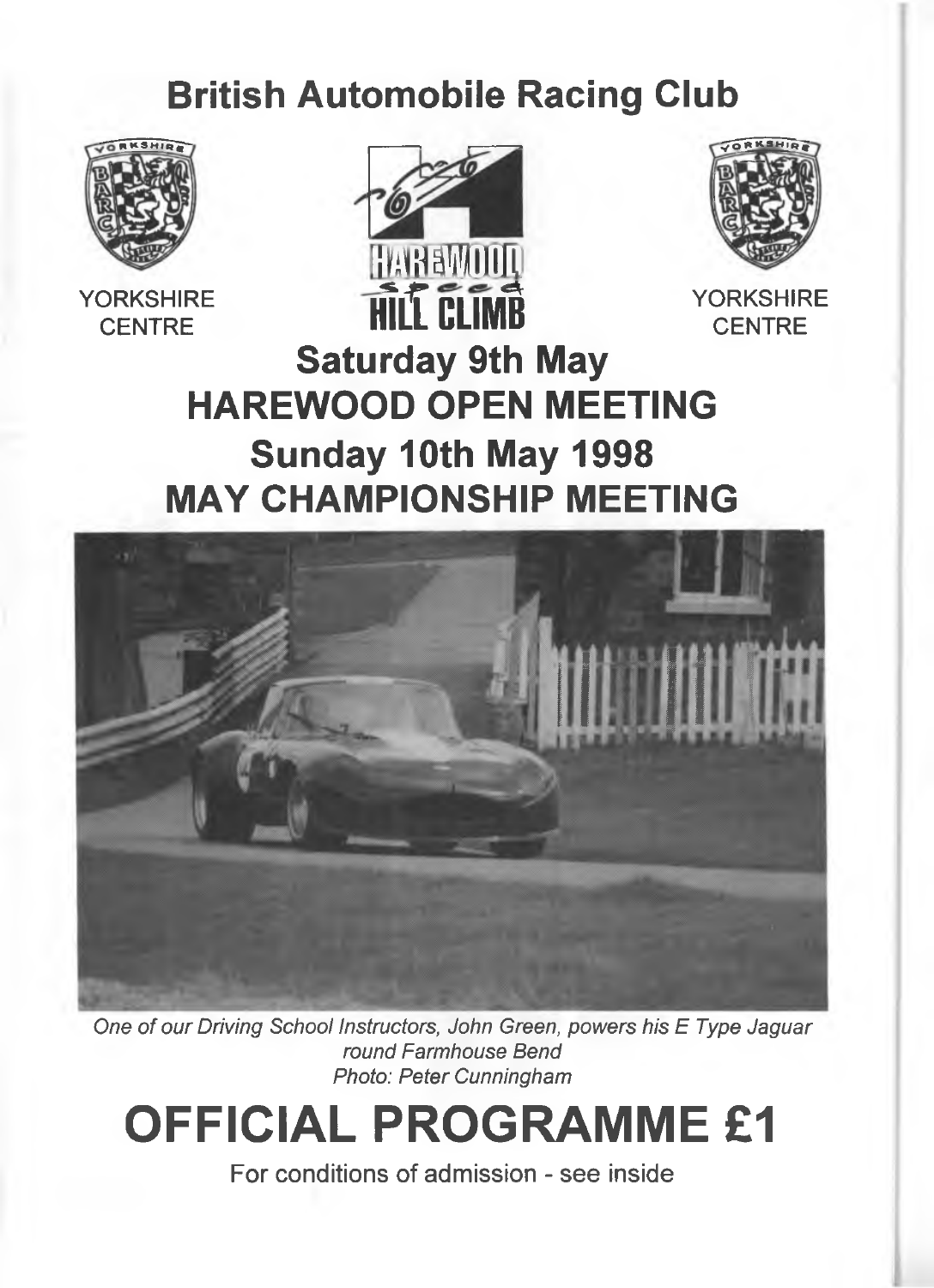# British Automobile Racing Club

YORKSHIRE CENTRE

HAREWOOD Speed HILL CLIMB

YORKSHIRE CENTRE

## Saturday 9th May
## HAREWOOD OPEN MEETING
## Sunday 10th May 1998
## MAY CHAMPIONSHIP MEETING

*One of our Driving School Instructors, John Green, powers his E Type Jaguar round Farmhouse Bend*
*Photo: Peter Cunningham*

# OFFICIAL PROGRAMME £1

For conditions of admission - see inside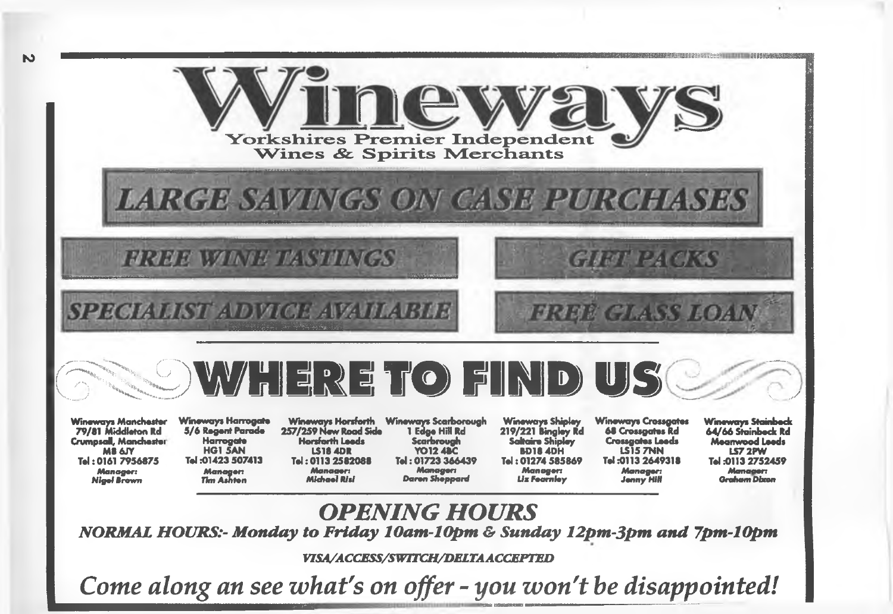# Wineways

Yorkshires Premier Independent
Wines & Spirits Merchants

## *LARGE SAVINGS ON CASE PURCHASES*

*FREE WINE TASTINGS*

*GIFT PACKS*

*SPECIALIST ADVICE AVAILABLE*

*FREE GLASS LOAN*

## WHERE TO FIND US

**Wineways Manchester**
79/81 Middleton Rd
Crumpsall, Manchester
M8 6JY
Tel : 0161 7956875
*Manager:*
*Nigel Brown*

**Wineways Harrogate**
5/6 Regent Parade
Harrogate
HG1 5AN
Tel :01423 507413
*Manager:*
*Tim Ashton*

**Wineways Horsforth**
257/259 New Road Side
Horsforth Leeds
LS18 4DR
Tel : 0113 2582088
*Manager:*
*Michael Risi*

**Wineways Scarborough**
1 Edge Hill Rd
Scarbrough
YO12 4BC
Tel : 01723 366439
*Manager:*
*Daren Sheppard*

**Wineways Shipley**
219/221 Bingley Rd
Saltaire Shipley
BD18 4DH
Tel : 01274 585869
*Manager:*
*Liz Fearnley*

**Wineways Crossgates**
68 Crossgates Rd
Crossgates Leeds
LS15 7NN
Tel :0113 2649318
*Manager:*
*Jenny Hill*

**Wineways Stainbeck**
64/66 Stainbeck Rd
Meanwood Leeds
LS7 2PW
Tel :0113 2752459
*Manager:*
*Graham Dixon*

## *OPENING HOURS*

***NORMAL HOURS:- Monday to Friday 10am-10pm & Sunday 12pm-3pm and 7pm-10pm***

***VISA/ACCESS/SWITCH/DELTA ACCEPTED***

*Come along an see what's on offer - you won't be disappointed!*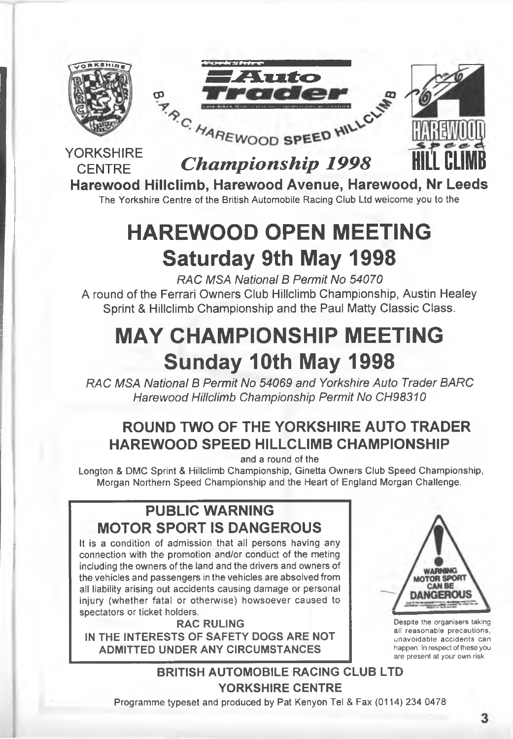YORKSHIRE CENTRE

Yorkshire Auto Trader

B.A.R.C. HAREWOOD SPEED HILLCLIMB

*Championship 1998*

HAREWOOD Speed HILL CLIMB

**Harewood Hillclimb, Harewood Avenue, Harewood, Nr Leeds**

The Yorkshire Centre of the British Automobile Racing Club Ltd weicome you to the

# HAREWOOD OPEN MEETING
# Saturday 9th May 1998

*RAC MSA National B Permit No 54070*

A round of the Ferrari Owners Club Hillclimb Championship, Austin Healey Sprint & Hillclimb Championship and the Paul Matty Classic Class.

# MAY CHAMPIONSHIP MEETING
# Sunday 10th May 1998

*RAC MSA National B Permit No 54069 and Yorkshire Auto Trader BARC Harewood Hillclimb Championship Permit No CH98310*

## ROUND TWO OF THE YORKSHIRE AUTO TRADER HAREWOOD SPEED HILLCLIMB CHAMPIONSHIP

and a round of the

Longton & DMC Sprint & Hillclimb Championship, Ginetta Owners Club Speed Championship, Morgan Northern Speed Championship and the Heart of England Morgan Challenge.

## PUBLIC WARNING
## MOTOR SPORT IS DANGEROUS

It is a condition of admission that all persons having any connection with the promotion and/or conduct of the meting including the owners of the land and the drivers and owners of the vehicles and passengers in the vehicles are absolved from all liability arising out accidents causing damage or personal injury (whether fatal or otherwise) howsoever caused to spectators or ticket holders.

**RAC RULING**

**IN THE INTERESTS OF SAFETY DOGS ARE NOT ADMITTED UNDER ANY CIRCUMSTANCES**

WARNING MOTOR SPORT CAN BE DANGEROUS

Despite the organisers taking all reasonable precautions, unavoidable accidents can happen. In respect of these you are present at your own risk.

**BRITISH AUTOMOBILE RACING CLUB LTD**
**YORKSHIRE CENTRE**

Programme typeset and produced by Pat Kenyon Tel & Fax (0114) 234 0478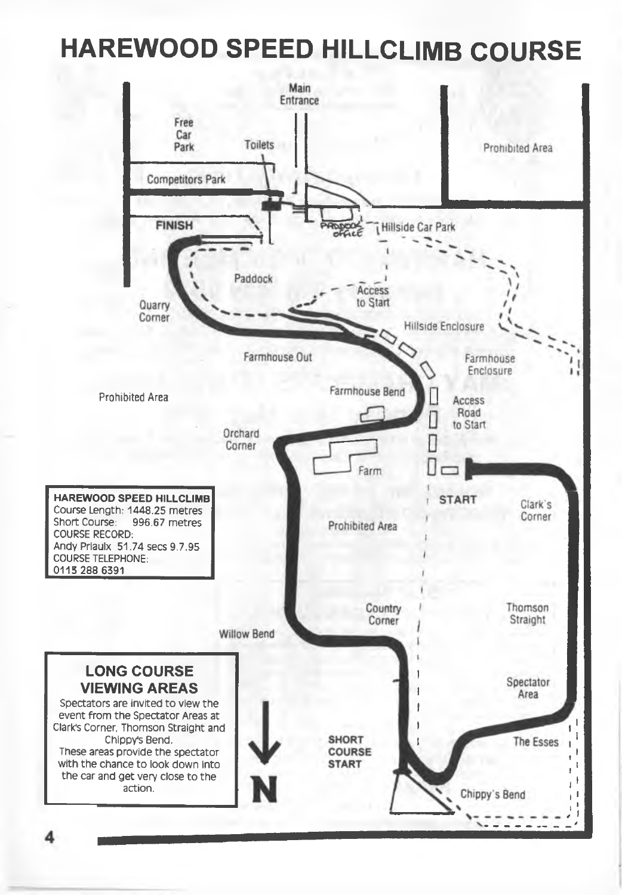# HAREWOOD SPEED HILLCLIMB COURSE

Main Entrance

Free Car Park

Toilets

Prohibited Area

Competitors Park

FINISH

Paddock Office

Hillside Car Park

Paddock

Access to Start

Quarry Corner

Hillside Enclosure

Farmhouse Out

Farmhouse Enclosure

Farmhouse Bend

Access Road to Start

Prohibited Area

Orchard Corner

Farm

START

Clark's Corner

Prohibited Area

Country Corner

Thomson Straight

Willow Bend

Spectator Area

The Esses

SHORT COURSE START

Chippy's Bend

N

**HAREWOOD SPEED HILLCLIMB**
Course Length: 1448.25 metres
Short Course: 996.67 metres
COURSE RECORD:
Andy Priaulx 51.74 secs 9.7.95
COURSE TELEPHONE:
0113 288 6391

## LONG COURSE VIEWING AREAS

Spectators are invited to view the event from the Spectator Areas at Clark's Corner, Thomson Straight and Chippy's Bend.
These areas provide the spectator with the chance to look down into the car and get very close to the action.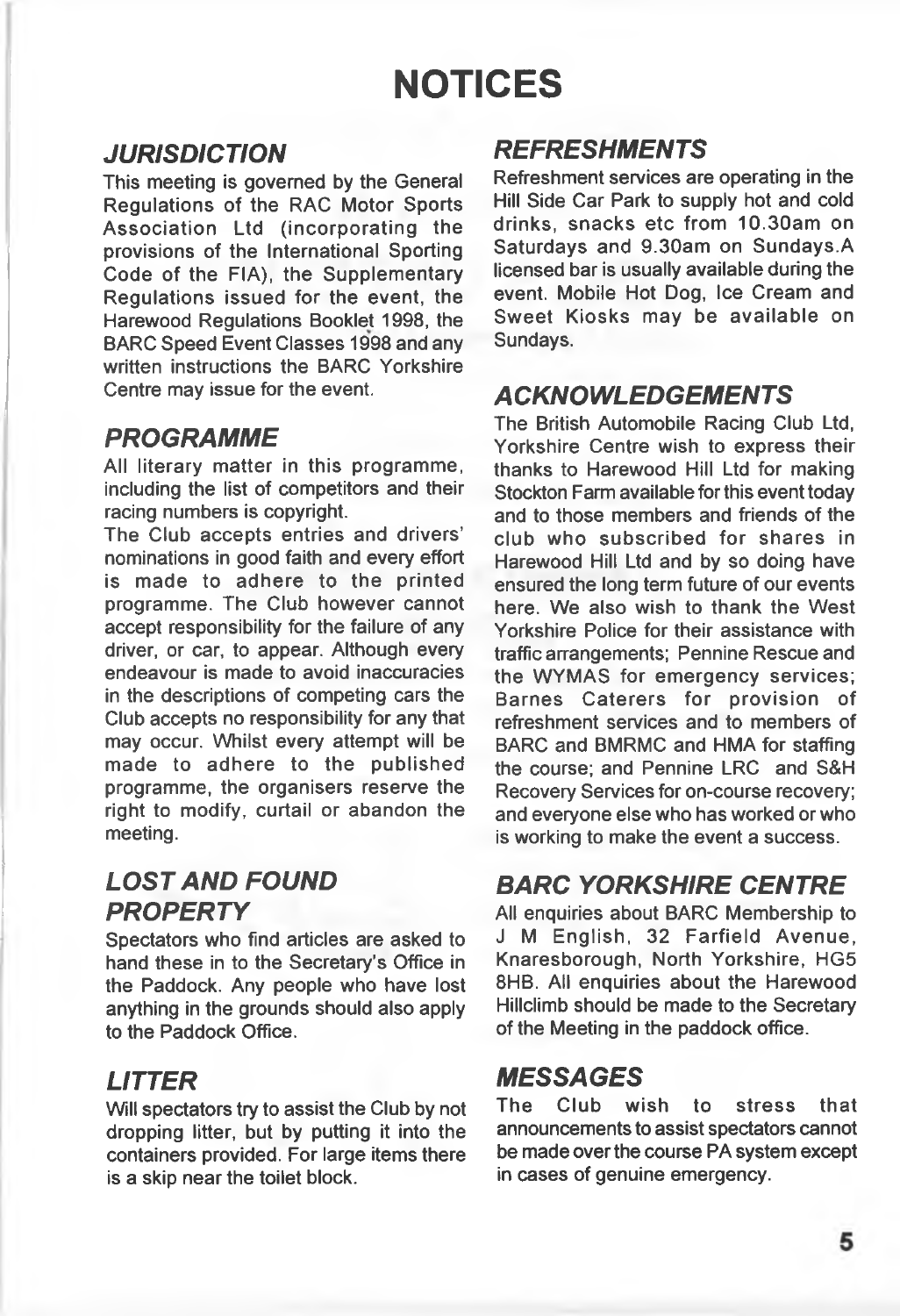# NOTICES

## *JURISDICTION*

This meeting is governed by the General Regulations of the RAC Motor Sports Association Ltd (incorporating the provisions of the International Sporting Code of the FIA), the Supplementary Regulations issued for the event, the Harewood Regulations Booklet 1998, the BARC Speed Event Classes 1998 and any written instructions the BARC Yorkshire Centre may issue for the event.

## *PROGRAMME*

All literary matter in this programme, including the list of competitors and their racing numbers is copyright.

The Club accepts entries and drivers' nominations in good faith and every effort is made to adhere to the printed programme. The Club however cannot accept responsibility for the failure of any driver, or car, to appear. Although every endeavour is made to avoid inaccuracies in the descriptions of competing cars the Club accepts no responsibility for any that may occur. Whilst every attempt will be made to adhere to the published programme, the organisers reserve the right to modify, curtail or abandon the meeting.

## *LOST AND FOUND PROPERTY*

Spectators who find articles are asked to hand these in to the Secretary's Office in the Paddock. Any people who have lost anything in the grounds should also apply to the Paddock Office.

## *LITTER*

Will spectators try to assist the Club by not dropping litter, but by putting it into the containers provided. For large items there is a skip near the toilet block.

## *REFRESHMENTS*

Refreshment services are operating in the Hill Side Car Park to supply hot and cold drinks, snacks etc from 10.30am on Saturdays and 9.30am on Sundays.A licensed bar is usually available during the event. Mobile Hot Dog, Ice Cream and Sweet Kiosks may be available on Sundays.

## *ACKNOWLEDGEMENTS*

The British Automobile Racing Club Ltd, Yorkshire Centre wish to express their thanks to Harewood Hill Ltd for making Stockton Farm available for this event today and to those members and friends of the club who subscribed for shares in Harewood Hill Ltd and by so doing have ensured the long term future of our events here. We also wish to thank the West Yorkshire Police for their assistance with traffic arrangements; Pennine Rescue and the WYMAS for emergency services; Barnes Caterers for provision of refreshment services and to members of BARC and BMRMC and HMA for staffing the course; and Pennine LRC and S&H Recovery Services for on-course recovery; and everyone else who has worked or who is working to make the event a success.

## *BARC YORKSHIRE CENTRE*

All enquiries about BARC Membership to J M English, 32 Farfield Avenue, Knaresborough, North Yorkshire, HG5 8HB. All enquiries about the Harewood Hillclimb should be made to the Secretary of the Meeting in the paddock office.

## *MESSAGES*

The Club wish to stress that announcements to assist spectators cannot be made over the course PA system except in cases of genuine emergency.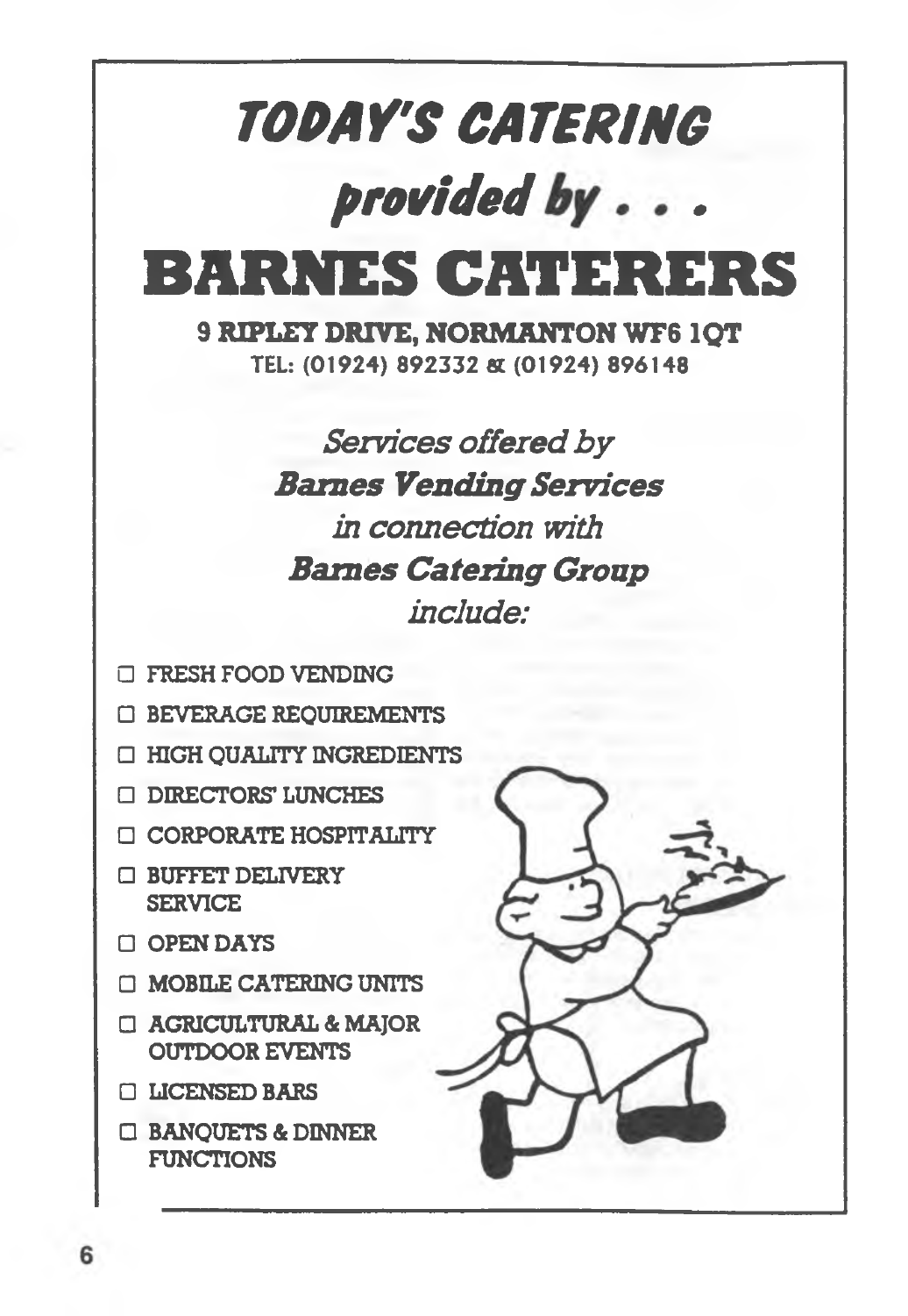# *TODAY'S CATERING*

## *provided by . . .*

# BARNES CATERERS

**9 RIPLEY DRIVE, NORMANTON WF6 1QT**

TEL: (01924) 892332 & (01924) 896148

*Services offered by*
***Barnes Vending Services***
*in connection with*
***Barnes Catering Group***
*include:*

- FRESH FOOD VENDING
- BEVERAGE REQUIREMENTS
- HIGH QUALITY INGREDIENTS
- DIRECTORS' LUNCHES
- CORPORATE HOSPITALITY
- BUFFET DELIVERY SERVICE
- OPEN DAYS
- MOBILE CATERING UNITS
- AGRICULTURAL & MAJOR OUTDOOR EVENTS
- LICENSED BARS
- BANQUETS & DINNER FUNCTIONS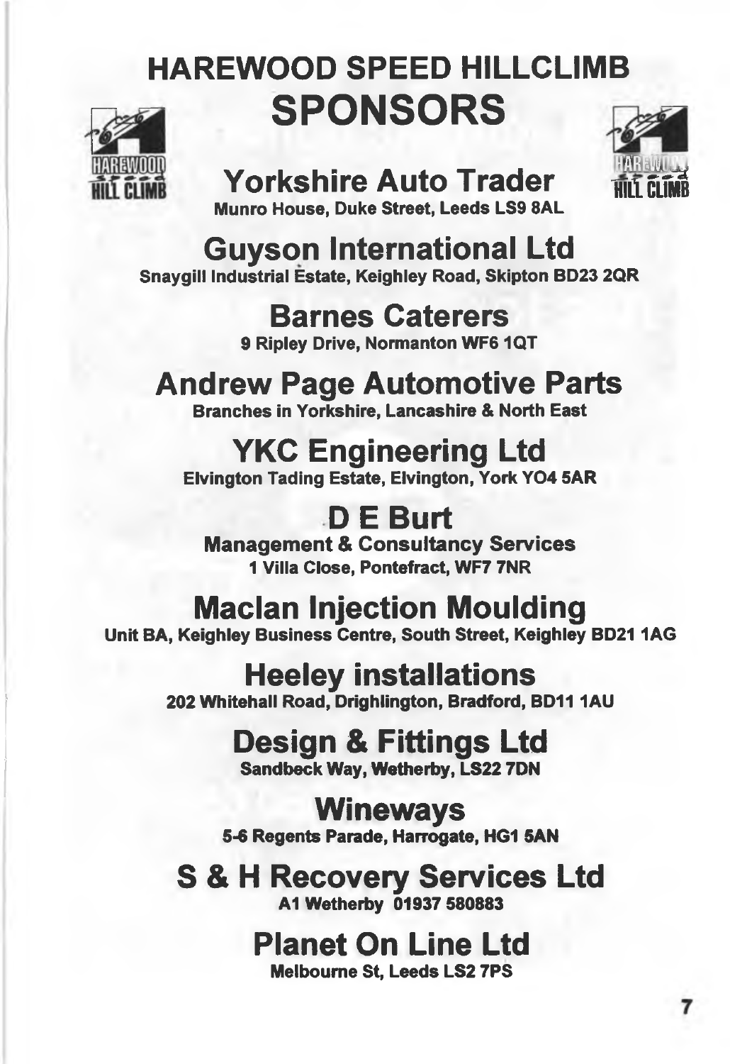# HAREWOOD SPEED HILLCLIMB

# SPONSORS

## Yorkshire Auto Trader

**Munro House, Duke Street, Leeds LS9 8AL**

## Guyson International Ltd

**Snaygill Industrial Estate, Keighley Road, Skipton BD23 2QR**

## Barnes Caterers

**9 Ripley Drive, Normanton WF6 1QT**

## Andrew Page Automotive Parts

**Branches in Yorkshire, Lancashire & North East**

## YKC Engineering Ltd

**Elvington Tading Estate, Elvington, York YO4 5AR**

## D E Burt

**Management & Consultancy Services**
**1 Villa Close, Pontefract, WF7 7NR**

## Maclan Injection Moulding

**Unit BA, Keighley Business Centre, South Street, Keighley BD21 1AG**

## Heeley installations

**202 Whitehall Road, Drighlington, Bradford, BD11 1AU**

## Design & Fittings Ltd

**Sandbeck Way, Wetherby, LS22 7DN**

## Wineways

**5-6 Regents Parade, Harrogate, HG1 5AN**

## S & H Recovery Services Ltd

**A1 Wetherby 01937 580883**

## Planet On Line Ltd

**Melbourne St, Leeds LS2 7PS**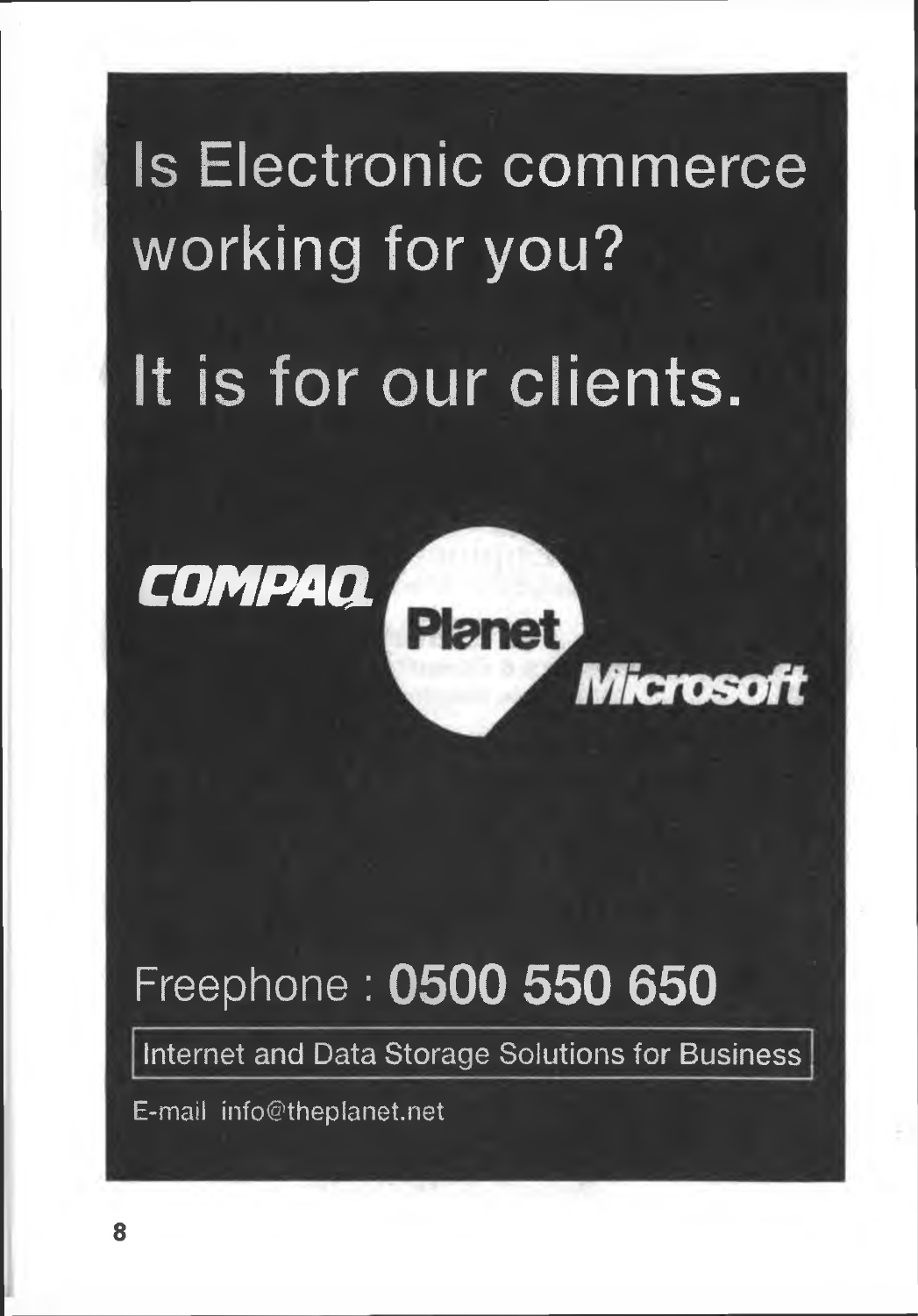# Is Electronic commerce working for you?

# It is for our clients.

COMPAQ

Planet

Microsoft

## Freephone : **0500 550 650**

Internet and Data Storage Solutions for Business

E-mail info@theplanet.net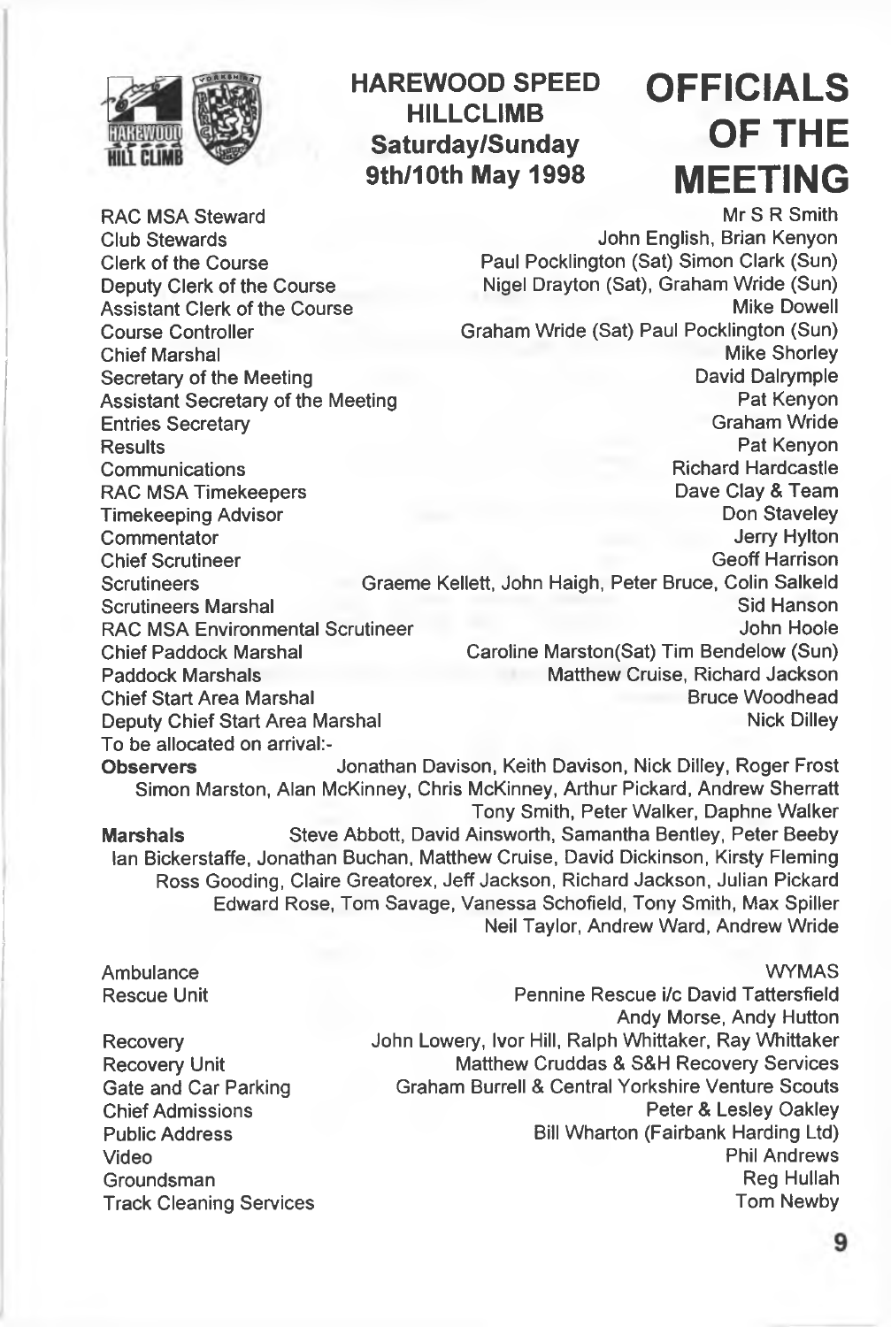## HAREWOOD SPEED HILLCLIMB
**Saturday/Sunday 9th/10th May 1998**

# OFFICIALS OF THE MEETING

| | |
|---|---|
| RAC MSA Steward | Mr S R Smith |
| Club Stewards | John English, Brian Kenyon |
| Clerk of the Course | Paul Pocklington (Sat) Simon Clark (Sun) |
| Deputy Clerk of the Course | Nigel Drayton (Sat), Graham Wride (Sun) |
| Assistant Clerk of the Course | Mike Dowell |
| Course Controller | Graham Wride (Sat) Paul Pocklington (Sun) |
| Chief Marshal | Mike Shorley |
| Secretary of the Meeting | David Dalrymple |
| Assistant Secretary of the Meeting | Pat Kenyon |
| Entries Secretary | Graham Wride |
| Results | Pat Kenyon |
| Communications | Richard Hardcastle |
| RAC MSA Timekeepers | Dave Clay & Team |
| Timekeeping Advisor | Don Staveley |
| Commentator | Jerry Hylton |
| Chief Scrutineer | Geoff Harrison |
| Scrutineers | Graeme Kellett, John Haigh, Peter Bruce, Colin Salkeld |
| Scrutineers Marshal | Sid Hanson |
| RAC MSA Environmental Scrutineer | John Hoole |
| Chief Paddock Marshal | Caroline Marston(Sat) Tim Bendelow (Sun) |
| Paddock Marshals | Matthew Cruise, Richard Jackson |
| Chief Start Area Marshal | Bruce Woodhead |
| Deputy Chief Start Area Marshal | Nick Dilley |

To be allocated on arrival:-

**Observers** Jonathan Davison, Keith Davison, Nick Dilley, Roger Frost Simon Marston, Alan McKinney, Chris McKinney, Arthur Pickard, Andrew Sherratt Tony Smith, Peter Walker, Daphne Walker

**Marshals** Steve Abbott, David Ainsworth, Samantha Bentley, Peter Beeby Ian Bickerstaffe, Jonathan Buchan, Matthew Cruise, David Dickinson, Kirsty Fleming Ross Gooding, Claire Greatorex, Jeff Jackson, Richard Jackson, Julian Pickard Edward Rose, Tom Savage, Vanessa Schofield, Tony Smith, Max Spiller Neil Taylor, Andrew Ward, Andrew Wride

| | |
|---|---|
| Ambulance | WYMAS |
| Rescue Unit | Pennine Rescue i/c David Tattersfield<br>Andy Morse, Andy Hutton |
| Recovery | John Lowery, Ivor Hill, Ralph Whittaker, Ray Whittaker |
| Recovery Unit | Matthew Cruddas & S&H Recovery Services |
| Gate and Car Parking | Graham Burrell & Central Yorkshire Venture Scouts |
| Chief Admissions | Peter & Lesley Oakley |
| Public Address | Bill Wharton (Fairbank Harding Ltd) |
| Video | Phil Andrews |
| Groundsman | Reg Hullah |
| Track Cleaning Services | Tom Newby |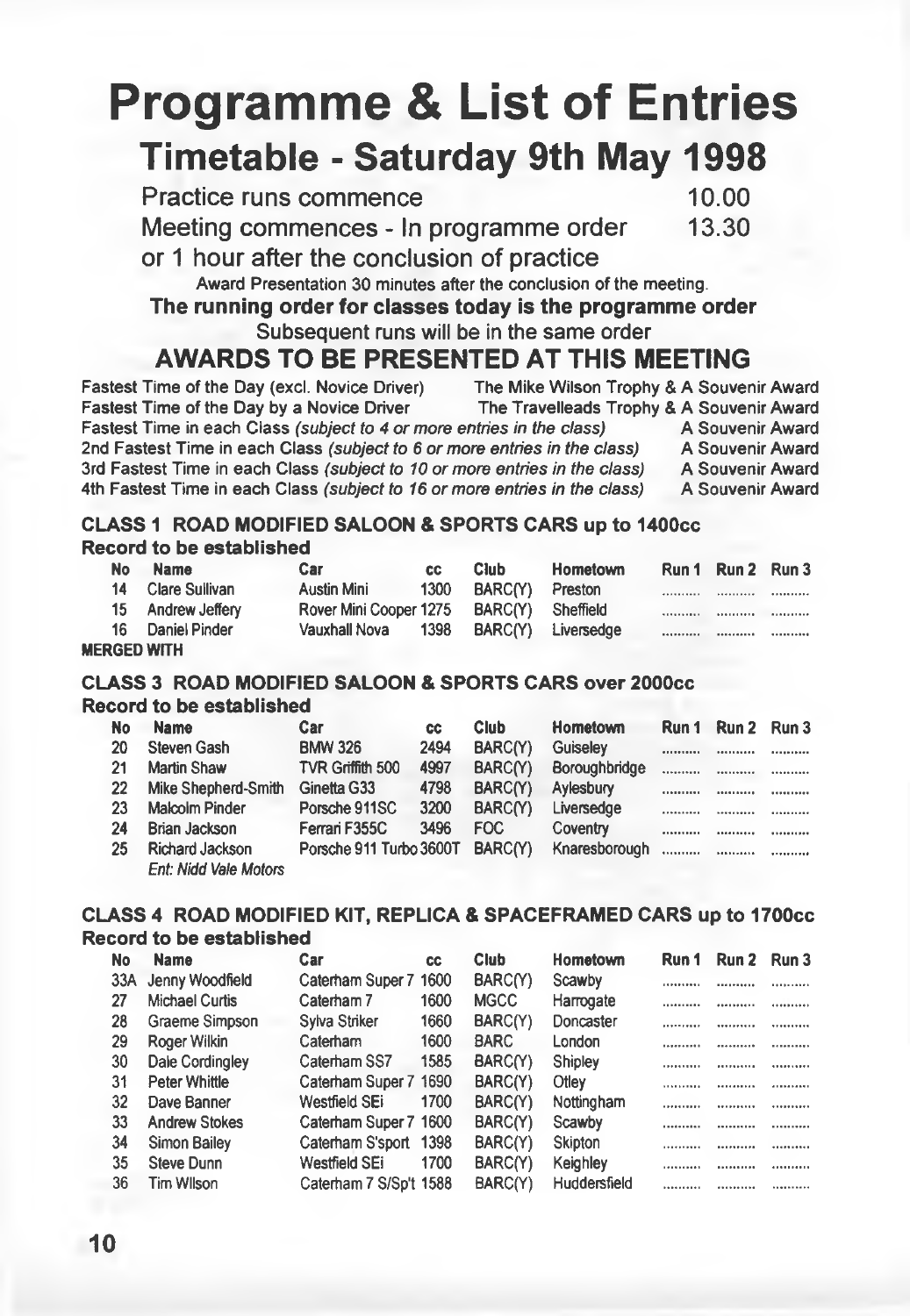# Programme & List of Entries

## Timetable - Saturday 9th May 1998

| | |
|---|---|
| Practice runs commence | 10.00 |
| Meeting commences - In programme order | 13.30 |

or 1 hour after the conclusion of practice

Award Presentation 30 minutes after the conclusion of the meeting.

**The running order for classes today is the programme order**

Subsequent runs will be in the same order

## AWARDS TO BE PRESENTED AT THIS MEETING

| | |
|---|---|
| Fastest Time of the Day (excl. Novice Driver) | The Mike Wilson Trophy & A Souvenir Award |
| Fastest Time of the Day by a Novice Driver | The Travelleads Trophy & A Souvenir Award |
| Fastest Time in each Class *(subject to 4 or more entries in the class)* | A Souvenir Award |
| 2nd Fastest Time in each Class *(subject to 6 or more entries in the class)* | A Souvenir Award |
| 3rd Fastest Time in each Class *(subject to 10 or more entries in the class)* | A Souvenir Award |
| 4th Fastest Time in each Class *(subject to 16 or more entries in the class)* | A Souvenir Award |

### CLASS 1 ROAD MODIFIED SALOON & SPORTS CARS up to 1400cc

**Record to be established**

| No | Name | Car | cc | Club | Hometown | Run 1 | Run 2 | Run 3 |
|---|---|---|---|---|---|---|---|---|
| 14 | Clare Sullivan | Austin Mini | 1300 | BARC(Y) | Preston | .......... | .......... | .......... |
| 15 | Andrew Jeffery | Rover Mini Cooper | 1275 | BARC(Y) | Sheffield | .......... | .......... | .......... |
| 16 | Daniel Pinder | Vauxhall Nova | 1398 | BARC(Y) | Liversedge | .......... | .......... | .......... |

**MERGED WITH**

### CLASS 3 ROAD MODIFIED SALOON & SPORTS CARS over 2000cc

**Record to be established**

| No | Name | Car | cc | Club | Hometown | Run 1 | Run 2 | Run 3 |
|---|---|---|---|---|---|---|---|---|
| 20 | Steven Gash | BMW 326 | 2494 | BARC(Y) | Guiseley | .......... | .......... | .......... |
| 21 | Martin Shaw | TVR Griffith 500 | 4997 | BARC(Y) | Boroughbridge | .......... | .......... | .......... |
| 22 | Mike Shepherd-Smith | Ginetta G33 | 4798 | BARC(Y) | Aylesbury | .......... | .......... | .......... |
| 23 | Malcolm Pinder | Porsche 911SC | 3200 | BARC(Y) | Liversedge | .......... | .......... | .......... |
| 24 | Brian Jackson | Ferrari F355C | 3496 | FOC | Coventry | .......... | .......... | .......... |
| 25 | Richard Jackson<br>*Ent: Nidd Vale Motors* | Porsche 911 Turbo | 3600T | BARC(Y) | Knaresborough | .......... | .......... | .......... |

### CLASS 4 ROAD MODIFIED KIT, REPLICA & SPACEFRAMED CARS up to 1700cc

**Record to be established**

| No | Name | Car | cc | Club | Hometown | Run 1 | Run 2 | Run 3 |
|---|---|---|---|---|---|---|---|---|
| 33A | Jenny Woodfield | Caterham Super 7 | 1600 | BARC(Y) | Scawby | .......... | .......... | .......... |
| 27 | Michael Curtis | Caterham 7 | 1600 | MGCC | Harrogate | .......... | .......... | .......... |
| 28 | Graeme Simpson | Sylva Striker | 1660 | BARC(Y) | Doncaster | .......... | .......... | .......... |
| 29 | Roger Wilkin | Caterham | 1600 | BARC | London | .......... | .......... | .......... |
| 30 | Dale Cordingley | Caterham SS7 | 1585 | BARC(Y) | Shipley | .......... | .......... | .......... |
| 31 | Peter Whittle | Caterham Super 7 | 1690 | BARC(Y) | Otley | .......... | .......... | .......... |
| 32 | Dave Banner | Westfield SEi | 1700 | BARC(Y) | Nottingham | .......... | .......... | .......... |
| 33 | Andrew Stokes | Caterham Super 7 | 1600 | BARC(Y) | Scawby | .......... | .......... | .......... |
| 34 | Simon Bailey | Caterham S'sport | 1398 | BARC(Y) | Skipton | .......... | .......... | .......... |
| 35 | Steve Dunn | Westfield SEi | 1700 | BARC(Y) | Keighley | .......... | .......... | .......... |
| 36 | Tim Wilson | Caterham 7 S/Sp't | 1588 | BARC(Y) | Huddersfield | .......... | .......... | .......... |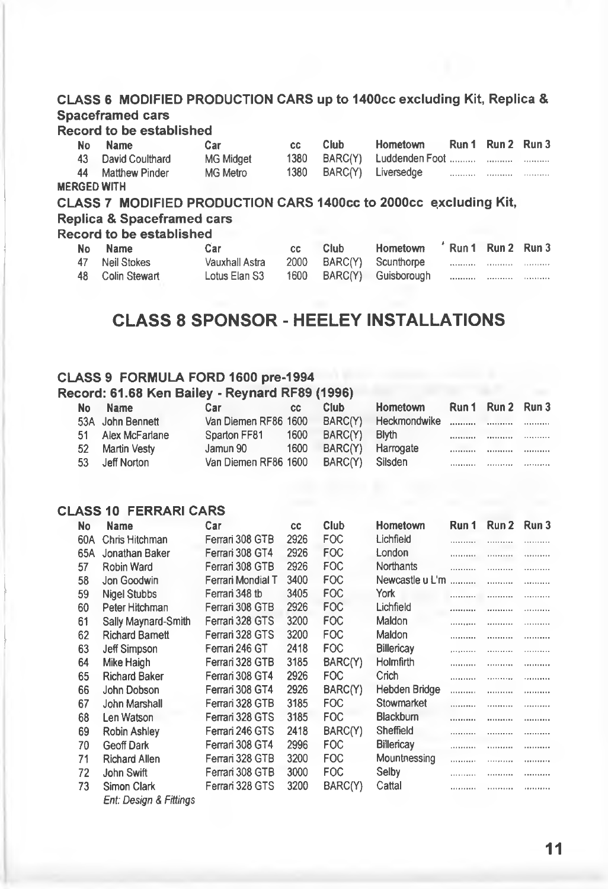## CLASS 6 MODIFIED PRODUCTION CARS up to 1400cc excluding Kit, Replica & Spaceframed cars

**Record to be established**

| No | Name | Car | cc | Club | Hometown | Run 1 | Run 2 | Run 3 |
|---|---|---|---|---|---|---|---|---|
| 43 | David Coulthard | MG Midget | 1380 | BARC(Y) | Luddenden Foot | .......... | .......... | .......... |
| 44 | Matthew Pinder | MG Metro | 1380 | BARC(Y) | Liversedge | .......... | .......... | .......... |

**MERGED WITH**

## CLASS 7 MODIFIED PRODUCTION CARS 1400cc to 2000cc excluding Kit, Replica & Spaceframed cars

**Record to be established**

| No | Name | Car | cc | Club | Hometown | Run 1 | Run 2 | Run 3 |
|---|---|---|---|---|---|---|---|---|
| 47 | Neil Stokes | Vauxhall Astra | 2000 | BARC(Y) | Scunthorpe | .......... | .......... | .......... |
| 48 | Colin Stewart | Lotus Elan S3 | 1600 | BARC(Y) | Guisborough | .......... | .......... | .......... |

# CLASS 8 SPONSOR - HEELEY INSTALLATIONS

## CLASS 9 FORMULA FORD 1600 pre-1994

**Record: 61.68 Ken Bailey - Reynard RF89 (1996)**

| No | Name | Car | cc | Club | Hometown | Run 1 | Run 2 | Run 3 |
|---|---|---|---|---|---|---|---|---|
| 53A | John Bennett | Van Diemen RF86 | 1600 | BARC(Y) | Heckmondwike | .......... | .......... | .......... |
| 51 | Alex McFarlane | Sparton FF81 | 1600 | BARC(Y) | Blyth | .......... | .......... | .......... |
| 52 | Martin Vesty | Jamun 90 | 1600 | BARC(Y) | Harrogate | .......... | .......... | .......... |
| 53 | Jeff Norton | Van Diemen RF86 | 1600 | BARC(Y) | Silsden | .......... | .......... | .......... |

## CLASS 10 FERRARI CARS

| No | Name | Car | cc | Club | Hometown | Run 1 | Run 2 | Run 3 |
|---|---|---|---|---|---|---|---|---|
| 60A | Chris Hitchman | Ferrari 308 GTB | 2926 | FOC | Lichfield | .......... | .......... | .......... |
| 65A | Jonathan Baker | Ferrari 308 GT4 | 2926 | FOC | London | .......... | .......... | .......... |
| 57 | Robin Ward | Ferrari 308 GTB | 2926 | FOC | Northants | .......... | .......... | .......... |
| 58 | Jon Goodwin | Ferrari Mondial T | 3400 | FOC | Newcastle u L'm | .......... | .......... | .......... |
| 59 | Nigel Stubbs | Ferrari 348 tb | 3405 | FOC | York | .......... | .......... | .......... |
| 60 | Peter Hitchman | Ferrari 308 GTB | 2926 | FOC | Lichfield | .......... | .......... | .......... |
| 61 | Sally Maynard-Smith | Ferrari 328 GTS | 3200 | FOC | Maldon | .......... | .......... | .......... |
| 62 | Richard Barnett | Ferrari 328 GTS | 3200 | FOC | Maldon | .......... | .......... | .......... |
| 63 | Jeff Simpson | Ferrari 246 GT | 2418 | FOC | Billericay | .......... | .......... | .......... |
| 64 | Mike Haigh | Ferrari 328 GTB | 3185 | BARC(Y) | Holmfirth | .......... | .......... | .......... |
| 65 | Richard Baker | Ferrari 308 GT4 | 2926 | FOC | Crich | .......... | .......... | .......... |
| 66 | John Dobson | Ferrari 308 GT4 | 2926 | BARC(Y) | Hebden Bridge | .......... | .......... | .......... |
| 67 | John Marshall | Ferrari 328 GTB | 3185 | FOC | Stowmarket | .......... | .......... | .......... |
| 68 | Len Watson | Ferrari 328 GTS | 3185 | FOC | Blackburn | .......... | .......... | .......... |
| 69 | Robin Ashley | Ferrari 246 GTS | 2418 | BARC(Y) | Sheffield | .......... | .......... | .......... |
| 70 | Geoff Dark | Ferrari 308 GT4 | 2996 | FOC | Billericay | .......... | .......... | .......... |
| 71 | Richard Allen | Ferrari 328 GTB | 3200 | FOC | Mountnessing | .......... | .......... | .......... |
| 72 | John Swift | Ferrari 308 GTB | 3000 | FOC | Selby | .......... | .......... | .......... |
| 73 | Simon Clark | Ferrari 328 GTS | 3200 | BARC(Y) | Cattal | .......... | .......... | .......... |

*Ent: Design & Fittings*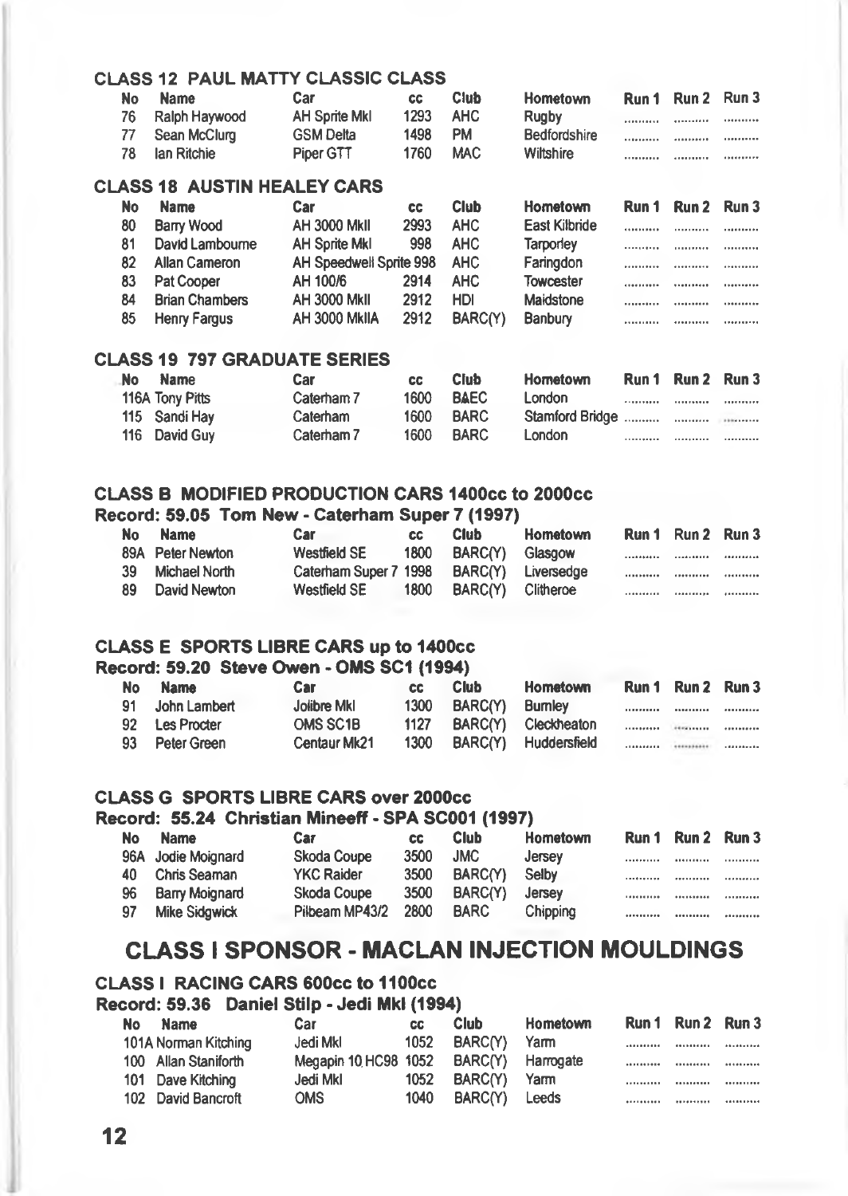### CLASS 12 PAUL MATTY CLASSIC CLASS

| No | Name | Car | cc | Club | Hometown | Run 1 | Run 2 | Run 3 |
|---|---|---|---|---|---|---|---|---|
| 76 | Ralph Haywood | AH Sprite MkI | 1293 | AHC | Rugby | .......... | .......... | .......... |
| 77 | Sean McClurg | GSM Delta | 1498 | PM | Bedfordshire | .......... | .......... | .......... |
| 78 | Ian Ritchie | Piper GTT | 1760 | MAC | Wiltshire | .......... | .......... | .......... |

### CLASS 18 AUSTIN HEALEY CARS

| No | Name | Car | cc | Club | Hometown | Run 1 | Run 2 | Run 3 |
|---|---|---|---|---|---|---|---|---|
| 80 | Barry Wood | AH 3000 MkII | 2993 | AHC | East Kilbride | .......... | .......... | .......... |
| 81 | David Lambourne | AH Sprite MkI | 998 | AHC | Tarporley | .......... | .......... | .......... |
| 82 | Allan Cameron | AH Speedwell Sprite | 998 | AHC | Faringdon | .......... | .......... | .......... |
| 83 | Pat Cooper | AH 100/6 | 2914 | AHC | Towcester | .......... | .......... | .......... |
| 84 | Brian Chambers | AH 3000 MkII | 2912 | HDI | Maidstone | .......... | .......... | .......... |
| 85 | Henry Fargus | AH 3000 MkIIA | 2912 | BARC(Y) | Banbury | .......... | .......... | .......... |

### CLASS 19 797 GRADUATE SERIES

| No | Name | Car | cc | Club | Hometown | Run 1 | Run 2 | Run 3 |
|---|---|---|---|---|---|---|---|---|
| 116A | Tony Pitts | Caterham 7 | 1600 | B&EC | London | .......... | .......... | .......... |
| 115 | Sandi Hay | Caterham | 1600 | BARC | Stamford Bridge | .......... | .......... | .......... |
| 116 | David Guy | Caterham 7 | 1600 | BARC | London | .......... | .......... | .......... |

### CLASS B MODIFIED PRODUCTION CARS 1400cc to 2000cc

**Record: 59.05 Tom New - Caterham Super 7 (1997)**

| No | Name | Car | cc | Club | Hometown | Run 1 | Run 2 | Run 3 |
|---|---|---|---|---|---|---|---|---|
| 89A | Peter Newton | Westfield SE | 1800 | BARC(Y) | Glasgow | .......... | .......... | .......... |
| 39 | Michael North | Caterham Super 7 | 1998 | BARC(Y) | Liversedge | .......... | .......... | .......... |
| 89 | David Newton | Westfield SE | 1800 | BARC(Y) | Clitheroe | .......... | .......... | .......... |

### CLASS E SPORTS LIBRE CARS up to 1400cc

**Record: 59.20 Steve Owen - OMS SC1 (1994)**

| No | Name | Car | cc | Club | Hometown | Run 1 | Run 2 | Run 3 |
|---|---|---|---|---|---|---|---|---|
| 91 | John Lambert | Jolibre MkI | 1300 | BARC(Y) | Burnley | .......... | .......... | .......... |
| 92 | Les Procter | OMS SC1B | 1127 | BARC(Y) | Cleckheaton | .......... | .......... | .......... |
| 93 | Peter Green | Centaur Mk21 | 1300 | BARC(Y) | Huddersfield | .......... | .......... | .......... |

### CLASS G SPORTS LIBRE CARS over 2000cc

**Record: 55.24 Christian Mineeff - SPA SC001 (1997)**

| No | Name | Car | cc | Club | Hometown | Run 1 | Run 2 | Run 3 |
|---|---|---|---|---|---|---|---|---|
| 96A | Jodie Moignard | Skoda Coupe | 3500 | JMC | Jersey | .......... | .......... | .......... |
| 40 | Chris Seaman | YKC Raider | 3500 | BARC(Y) | Selby | .......... | .......... | .......... |
| 96 | Barry Moignard | Skoda Coupe | 3500 | BARC(Y) | Jersey | .......... | .......... | .......... |
| 97 | Mike Sidgwick | Pilbeam MP43/2 | 2800 | BARC | Chipping | .......... | .......... | .......... |

## CLASS I SPONSOR - MACLAN INJECTION MOULDINGS

### CLASS I RACING CARS 600cc to 1100cc

**Record: 59.36 Daniel Stilp - Jedi MkI (1994)**

| No | Name | Car | cc | Club | Hometown | Run 1 | Run 2 | Run 3 |
|---|---|---|---|---|---|---|---|---|
| 101A | Norman Kitching | Jedi MkI | 1052 | BARC(Y) | Yarm | .......... | .......... | .......... |
| 100 | Allan Staniforth | Megapin 10 HC98 | 1052 | BARC(Y) | Harrogate | .......... | .......... | .......... |
| 101 | Dave Kitching | Jedi MkI | 1052 | BARC(Y) | Yarm | .......... | .......... | .......... |
| 102 | David Bancroft | OMS | 1040 | BARC(Y) | Leeds | .......... | .......... | .......... |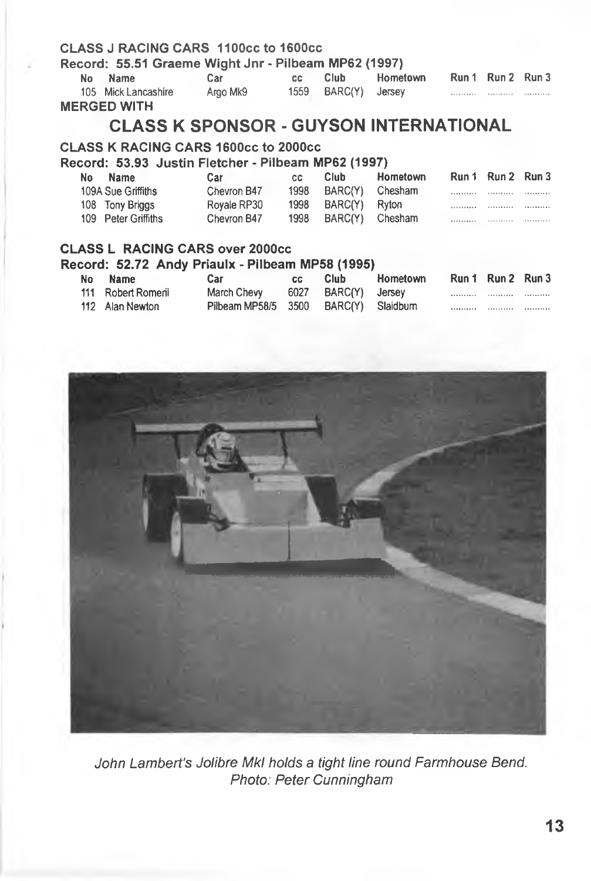### CLASS J RACING CARS 1100cc to 1600cc

**Record: 55.51 Graeme Wight Jnr - Pilbeam MP62 (1997)**

| No | Name | Car | cc | Club | Hometown | Run 1 | Run 2 | Run 3 |
|---|---|---|---|---|---|---|---|---|
| 105 | Mick Lancashire | Argo Mk9 | 1559 | BARC(Y) | Jersey | .......... | .......... | .......... |

**MERGED WITH**

## CLASS K SPONSOR - GUYSON INTERNATIONAL

### CLASS K RACING CARS 1600cc to 2000cc

**Record: 53.93 Justin Fletcher - Pilbeam MP62 (1997)**

| No | Name | Car | cc | Club | Hometown | Run 1 | Run 2 | Run 3 |
|---|---|---|---|---|---|---|---|---|
| 109A | Sue Griffiths | Chevron B47 | 1998 | BARC(Y) | Chesham | .......... | .......... | .......... |
| 108 | Tony Briggs | Royale RP30 | 1998 | BARC(Y) | Ryton | .......... | .......... | .......... |
| 109 | Peter Griffiths | Chevron B47 | 1998 | BARC(Y) | Chesham | .......... | .......... | .......... |

### CLASS L RACING CARS over 2000cc

**Record: 52.72 Andy Priaulx - Pilbeam MP58 (1995)**

| No | Name | Car | cc | Club | Hometown | Run 1 | Run 2 | Run 3 |
|---|---|---|---|---|---|---|---|---|
| 111 | Robert Romerii | March Chevy | 6027 | BARC(Y) | Jersey | .......... | .......... | .......... |
| 112 | Alan Newton | Pilbeam MP58/5 | 3500 | BARC(Y) | Slaidburn | .......... | .......... | .......... |

*John Lambert's Jolibre MkI holds a tight line round Farmhouse Bend.*
*Photo: Peter Cunningham*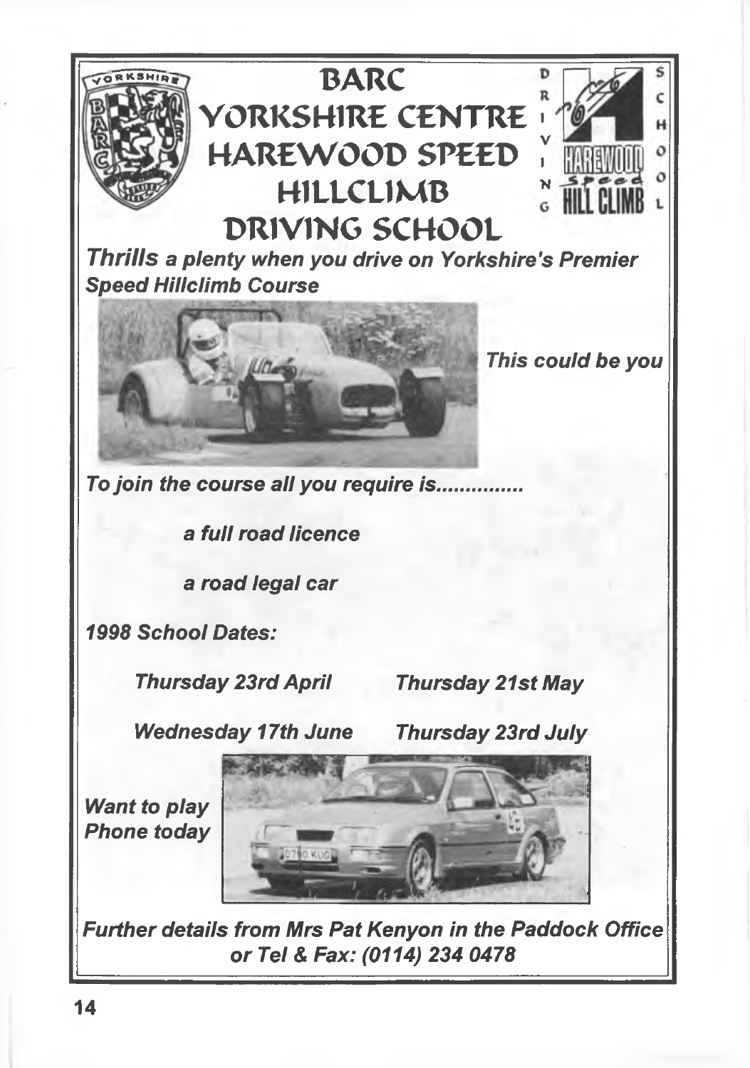# BARC YORKSHIRE CENTRE HAREWOOD SPEED HILLCLIMB DRIVING SCHOOL

***Thrills** a plenty when you drive on Yorkshire's Premier Speed Hillclimb Course*

*This could be you*

*To join the course all you require is..............*

*a full road licence*

*a road legal car*

*1998 School Dates:*

*Thursday 23rd April* *Thursday 21st May*

*Wednesday 17th June* *Thursday 23rd July*

*Want to play Phone today*

*Further details from Mrs Pat Kenyon in the Paddock Office or Tel & Fax: (0114) 234 0478*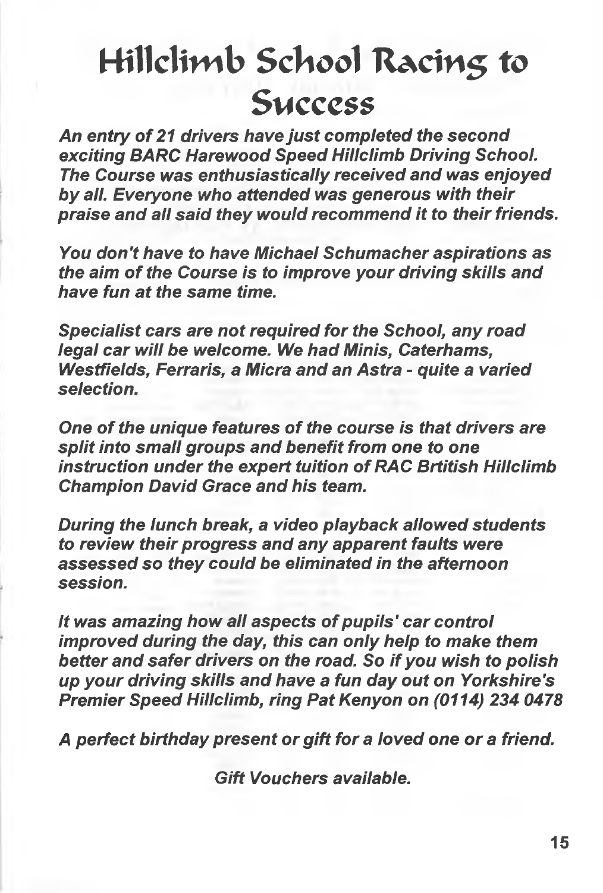# Hillclimb School Racing to Success

***An entry of 21 drivers have just completed the second exciting BARC Harewood Speed Hillclimb Driving School. The Course was enthusiastically received and was enjoyed by all. Everyone who attended was generous with their praise and all said they would recommend it to their friends.***

***You don't have to have Michael Schumacher aspirations as the aim of the Course is to improve your driving skills and have fun at the same time.***

***Specialist cars are not required for the School, any road legal car will be welcome. We had Minis, Caterhams, Westfields, Ferraris, a Micra and an Astra - quite a varied selection.***

***One of the unique features of the course is that drivers are split into small groups and benefit from one to one instruction under the expert tuition of RAC Brtitish Hillclimb Champion David Grace and his team.***

***During the lunch break, a video playback allowed students to review their progress and any apparent faults were assessed so they could be eliminated in the afternoon session.***

***It was amazing how all aspects of pupils' car control improved during the day, this can only help to make them better and safer drivers on the road. So if you wish to polish up your driving skills and have a fun day out on Yorkshire's Premier Speed Hillclimb, ring Pat Kenyon on (0114) 234 0478***

***A perfect birthday present or gift for a loved one or a friend.***

***Gift Vouchers available.***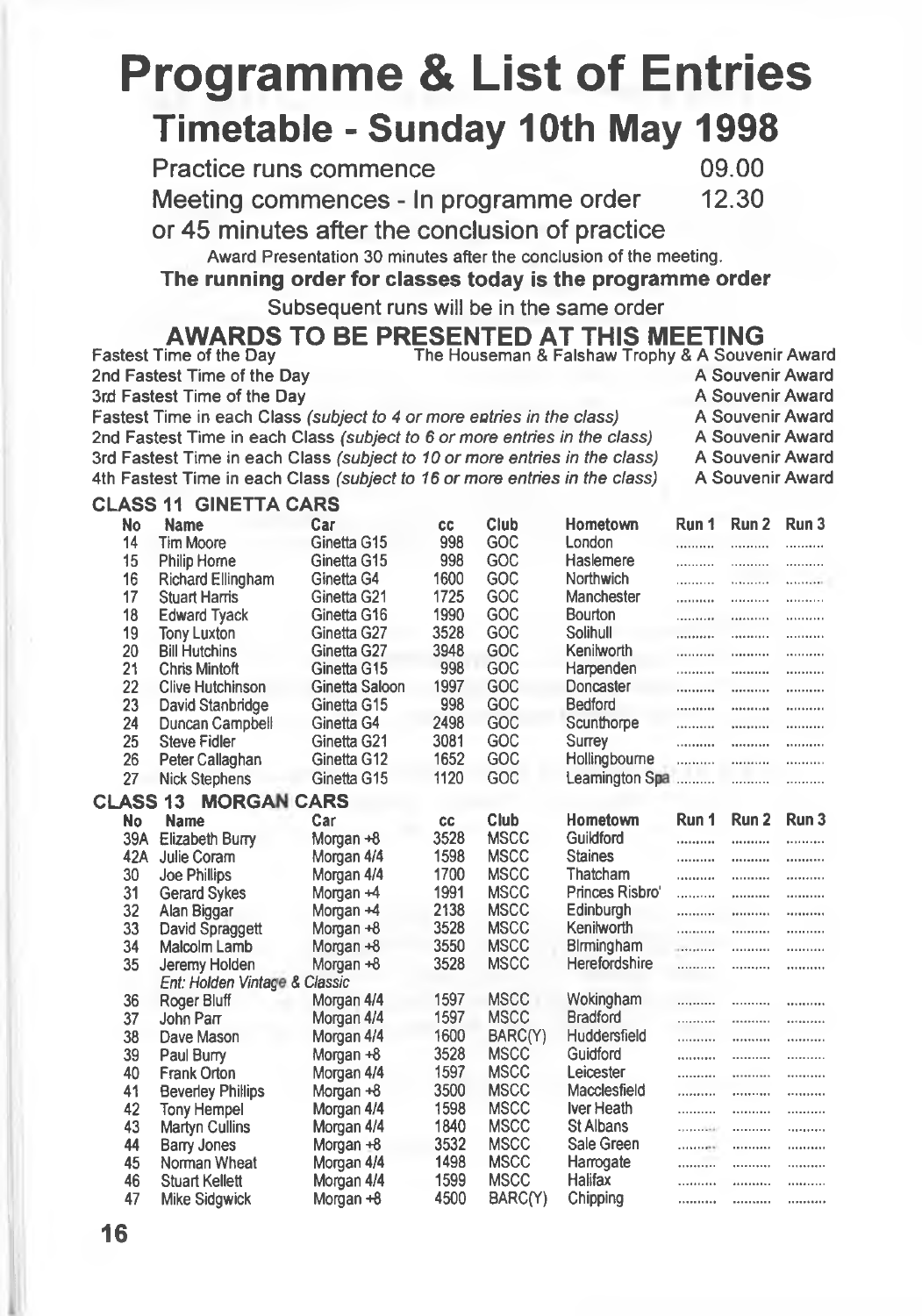# Programme & List of Entries

## Timetable - Sunday 10th May 1998

| | |
|---|---|
| Practice runs commence | 09.00 |
| Meeting commences - In programme order | 12.30 |

or 45 minutes after the conclusion of practice

Award Presentation 30 minutes after the conclusion of the meeting.

**The running order for classes today is the programme order**

Subsequent runs will be in the same order

## AWARDS TO BE PRESENTED AT THIS MEETING

| | |
|---|---|
| Fastest Time of the Day | The Houseman & Falshaw Trophy & A Souvenir Award |
| 2nd Fastest Time of the Day | A Souvenir Award |
| 3rd Fastest Time of the Day | A Souvenir Award |
| Fastest Time in each Class *(subject to 4 or more entries in the class)* | A Souvenir Award |
| 2nd Fastest Time in each Class *(subject to 6 or more entries in the class)* | A Souvenir Award |
| 3rd Fastest Time in each Class *(subject to 10 or more entries in the class)* | A Souvenir Award |
| 4th Fastest Time in each Class *(subject to 16 or more entries in the class)* | A Souvenir Award |

### CLASS 11 GINETTA CARS

| No | Name | Car | cc | Club | Hometown | Run 1 | Run 2 | Run 3 |
|---|---|---|---|---|---|---|---|---|
| 14 | Tim Moore | Ginetta G15 | 998 | GOC | London | .......... | .......... | .......... |
| 15 | Philip Horne | Ginetta G15 | 998 | GOC | Haslemere | .......... | .......... | .......... |
| 16 | Richard Ellingham | Ginetta G4 | 1600 | GOC | Northwich | .......... | .......... | .......... |
| 17 | Stuart Harris | Ginetta G21 | 1725 | GOC | Manchester | .......... | .......... | .......... |
| 18 | Edward Tyack | Ginetta G16 | 1990 | GOC | Bourton | .......... | .......... | .......... |
| 19 | Tony Luxton | Ginetta G27 | 3528 | GOC | Solihull | .......... | .......... | .......... |
| 20 | Bill Hutchins | Ginetta G27 | 3948 | GOC | Kenilworth | .......... | .......... | .......... |
| 21 | Chris Mintoft | Ginetta G15 | 998 | GOC | Harpenden | .......... | .......... | .......... |
| 22 | Clive Hutchinson | Ginetta Saloon | 1997 | GOC | Doncaster | .......... | .......... | .......... |
| 23 | David Stanbridge | Ginetta G15 | 998 | GOC | Bedford | .......... | .......... | .......... |
| 24 | Duncan Campbell | Ginetta G4 | 2498 | GOC | Scunthorpe | .......... | .......... | .......... |
| 25 | Steve Fidler | Ginetta G21 | 3081 | GOC | Surrey | .......... | .......... | .......... |
| 26 | Peter Callaghan | Ginetta G12 | 1652 | GOC | Hollingbourne | .......... | .......... | .......... |
| 27 | Nick Stephens | Ginetta G15 | 1120 | GOC | Leamington Spa | .......... | .......... | .......... |

### CLASS 13 MORGAN CARS

| No | Name | Car | cc | Club | Hometown | Run 1 | Run 2 | Run 3 |
|---|---|---|---|---|---|---|---|---|
| 39A | Elizabeth Burry | Morgan +8 | 3528 | MSCC | Guildford | .......... | .......... | .......... |
| 42A | Julie Coram | Morgan 4/4 | 1598 | MSCC | Staines | .......... | .......... | .......... |
| 30 | Joe Phillips | Morgan 4/4 | 1700 | MSCC | Thatcham | .......... | .......... | .......... |
| 31 | Gerard Sykes | Morgan +4 | 1991 | MSCC | Princes Risbro' | .......... | .......... | .......... |
| 32 | Alan Biggar | Morgan +4 | 2138 | MSCC | Edinburgh | .......... | .......... | .......... |
| 33 | David Spraggett | Morgan +8 | 3528 | MSCC | Kenilworth | .......... | .......... | .......... |
| 34 | Malcolm Lamb | Morgan +8 | 3550 | MSCC | Birmingham | .......... | .......... | .......... |
| 35 | Jeremy Holden<br>*Ent: Holden Vintage & Classic* | Morgan +8 | 3528 | MSCC | Herefordshire | .......... | .......... | .......... |
| 36 | Roger Bluff | Morgan 4/4 | 1597 | MSCC | Wokingham | .......... | .......... | .......... |
| 37 | John Parr | Morgan 4/4 | 1597 | MSCC | Bradford | .......... | .......... | .......... |
| 38 | Dave Mason | Morgan 4/4 | 1600 | BARC(Y) | Huddersfield | .......... | .......... | .......... |
| 39 | Paul Burry | Morgan +8 | 3528 | MSCC | Guidford | .......... | .......... | .......... |
| 40 | Frank Orton | Morgan 4/4 | 1597 | MSCC | Leicester | .......... | .......... | .......... |
| 41 | Beverley Phillips | Morgan +8 | 3500 | MSCC | Macclesfield | .......... | .......... | .......... |
| 42 | Tony Hempel | Morgan 4/4 | 1598 | MSCC | Iver Heath | .......... | .......... | .......... |
| 43 | Martyn Cullins | Morgan 4/4 | 1840 | MSCC | St Albans | .......... | .......... | .......... |
| 44 | Barry Jones | Morgan +8 | 3532 | MSCC | Sale Green | .......... | .......... | .......... |
| 45 | Norman Wheat | Morgan 4/4 | 1498 | MSCC | Harrogate | .......... | .......... | .......... |
| 46 | Stuart Kellett | Morgan 4/4 | 1599 | MSCC | Halifax | .......... | .......... | .......... |
| 47 | Mike Sidgwick | Morgan +8 | 4500 | BARC(Y) | Chipping | .......... | .......... | .......... |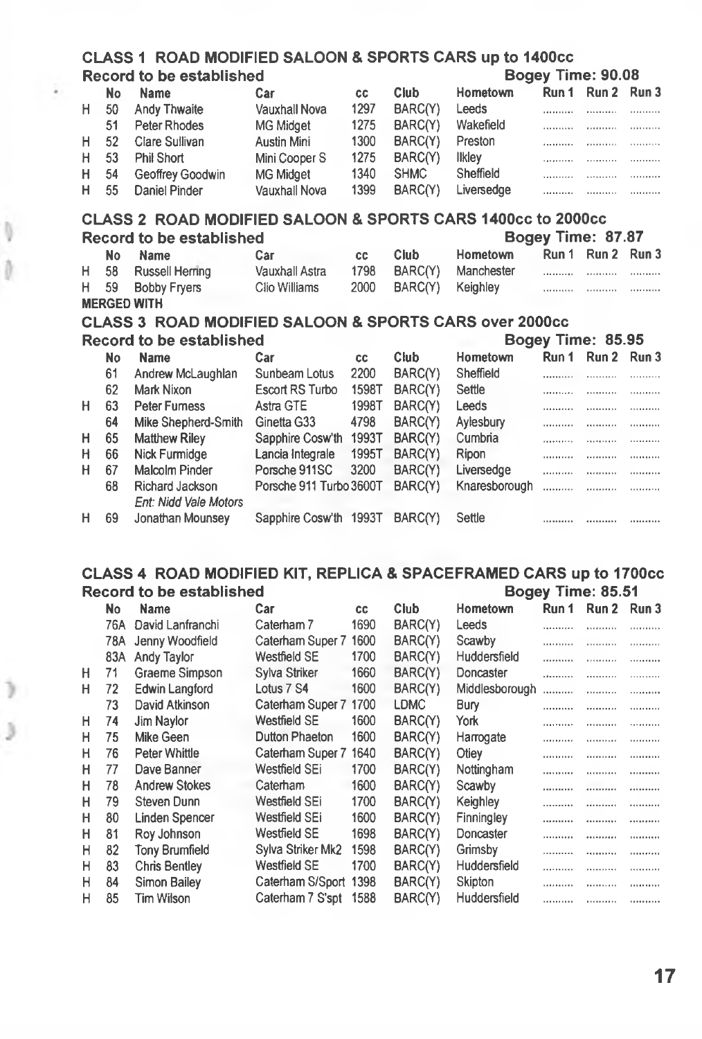## CLASS 1 ROAD MODIFIED SALOON & SPORTS CARS up to 1400cc

**Record to be established** — **Bogey Time: 90.08**

| | No | Name | Car | cc | Club | Hometown | Run 1 | Run 2 | Run 3 |
|---|---|---|---|---|---|---|---|---|---|
| H | 50 | Andy Thwaite | Vauxhall Nova | 1297 | BARC(Y) | Leeds | .......... | .......... | .......... |
| | 51 | Peter Rhodes | MG Midget | 1275 | BARC(Y) | Wakefield | .......... | .......... | .......... |
| H | 52 | Clare Sullivan | Austin Mini | 1300 | BARC(Y) | Preston | .......... | .......... | .......... |
| H | 53 | Phil Short | Mini Cooper S | 1275 | BARC(Y) | Ilkley | .......... | .......... | .......... |
| H | 54 | Geoffrey Goodwin | MG Midget | 1340 | SHMC | Sheffield | .......... | .......... | .......... |
| H | 55 | Daniel Pinder | Vauxhall Nova | 1399 | BARC(Y) | Liversedge | .......... | .......... | .......... |

## CLASS 2 ROAD MODIFIED SALOON & SPORTS CARS 1400cc to 2000cc

**Record to be established** — **Bogey Time: 87.87**

| | No | Name | Car | cc | Club | Hometown | Run 1 | Run 2 | Run 3 |
|---|---|---|---|---|---|---|---|---|---|
| H | 58 | Russell Herring | Vauxhall Astra | 1798 | BARC(Y) | Manchester | .......... | .......... | .......... |
| H | 59 | Bobby Fryers | Clio Williams | 2000 | BARC(Y) | Keighley | .......... | .......... | .......... |

**MERGED WITH**

## CLASS 3 ROAD MODIFIED SALOON & SPORTS CARS over 2000cc

**Record to be established** — **Bogey Time: 85.95**

| | No | Name | Car | cc | Club | Hometown | Run 1 | Run 2 | Run 3 |
|---|---|---|---|---|---|---|---|---|---|
| | 61 | Andrew McLaughlan | Sunbeam Lotus | 2200 | BARC(Y) | Sheffield | .......... | .......... | .......... |
| | 62 | Mark Nixon | Escort RS Turbo | 1598T | BARC(Y) | Settle | .......... | .......... | .......... |
| H | 63 | Peter Furness | Astra GTE | 1998T | BARC(Y) | Leeds | .......... | .......... | .......... |
| | 64 | Mike Shepherd-Smith | Ginetta G33 | 4798 | BARC(Y) | Aylesbury | .......... | .......... | .......... |
| H | 65 | Matthew Riley | Sapphire Cosw'th | 1993T | BARC(Y) | Cumbria | .......... | .......... | .......... |
| H | 66 | Nick Furmidge | Lancia Integrale | 1995T | BARC(Y) | Ripon | .......... | .......... | .......... |
| H | 67 | Malcolm Pinder | Porsche 911SC | 3200 | BARC(Y) | Liversedge | .......... | .......... | .......... |
| | 68 | Richard Jackson *Ent: Nidd Vale Motors* | Porsche 911 Turbo | 3600T | BARC(Y) | Knaresborough | .......... | .......... | .......... |
| H | 69 | Jonathan Mounsey | Sapphire Cosw'th | 1993T | BARC(Y) | Settle | .......... | .......... | .......... |

## CLASS 4 ROAD MODIFIED KIT, REPLICA & SPACEFRAMED CARS up to 1700cc

**Record to be established** — **Bogey Time: 85.51**

| | No | Name | Car | cc | Club | Hometown | Run 1 | Run 2 | Run 3 |
|---|---|---|---|---|---|---|---|---|---|
| | 76A | David Lanfranchi | Caterham 7 | 1690 | BARC(Y) | Leeds | .......... | .......... | .......... |
| | 78A | Jenny Woodfield | Caterham Super 7 | 1600 | BARC(Y) | Scawby | .......... | .......... | .......... |
| | 83A | Andy Taylor | Westfield SE | 1700 | BARC(Y) | Huddersfield | .......... | .......... | .......... |
| H | 71 | Graeme Simpson | Sylva Striker | 1660 | BARC(Y) | Doncaster | .......... | .......... | .......... |
| H | 72 | Edwin Langford | Lotus 7 S4 | 1600 | BARC(Y) | Middlesborough | .......... | .......... | .......... |
| | 73 | David Atkinson | Caterham Super 7 | 1700 | LDMC | Bury | .......... | .......... | .......... |
| H | 74 | Jim Naylor | Westfield SE | 1600 | BARC(Y) | York | .......... | .......... | .......... |
| H | 75 | Mike Geen | Dutton Phaeton | 1600 | BARC(Y) | Harrogate | .......... | .......... | .......... |
| H | 76 | Peter Whittle | Caterham Super 7 | 1640 | BARC(Y) | Otley | .......... | .......... | .......... |
| H | 77 | Dave Banner | Westfield SEi | 1700 | BARC(Y) | Nottingham | .......... | .......... | .......... |
| H | 78 | Andrew Stokes | Caterham | 1600 | BARC(Y) | Scawby | .......... | .......... | .......... |
| H | 79 | Steven Dunn | Westfield SEi | 1700 | BARC(Y) | Keighley | .......... | .......... | .......... |
| H | 80 | Linden Spencer | Westfield SEi | 1600 | BARC(Y) | Finningley | .......... | .......... | .......... |
| H | 81 | Roy Johnson | Westfield SE | 1698 | BARC(Y) | Doncaster | .......... | .......... | .......... |
| H | 82 | Tony Brumfield | Sylva Striker Mk2 | 1598 | BARC(Y) | Grimsby | .......... | .......... | .......... |
| H | 83 | Chris Bentley | Westfield SE | 1700 | BARC(Y) | Huddersfield | .......... | .......... | .......... |
| H | 84 | Simon Bailey | Caterham S/Sport | 1398 | BARC(Y) | Skipton | .......... | .......... | .......... |
| H | 85 | Tim Wilson | Caterham 7 S'spt | 1588 | BARC(Y) | Huddersfield | .......... | .......... | .......... |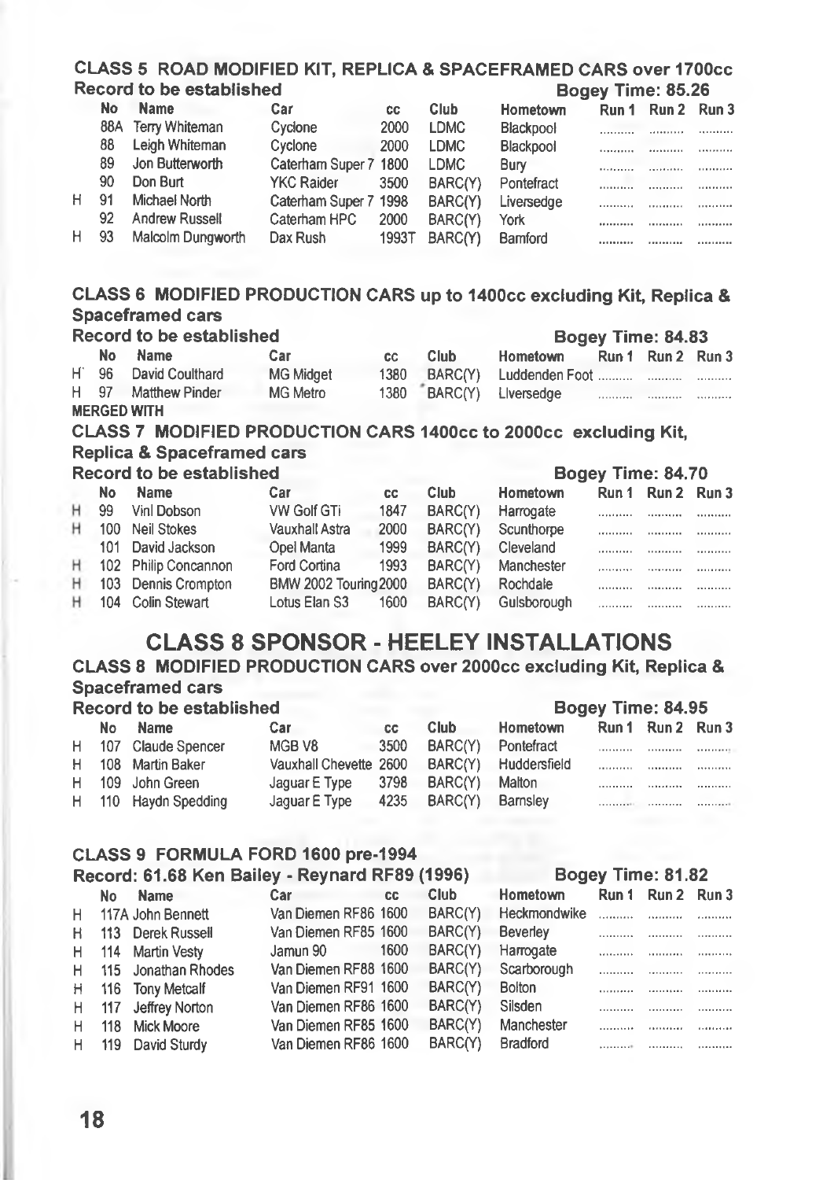## CLASS 5 ROAD MODIFIED KIT, REPLICA & SPACEFRAMED CARS over 1700cc

**Record to be established** — **Bogey Time: 85.26**

| | No | Name | Car | cc | Club | Hometown | Run 1 | Run 2 | Run 3 |
|---|---|---|---|---|---|---|---|---|---|
| | 88A | Terry Whiteman | Cyclone | 2000 | LDMC | Blackpool | .......... | .......... | .......... |
| | 88 | Leigh Whiteman | Cyclone | 2000 | LDMC | Blackpool | .......... | .......... | .......... |
| | 89 | Jon Butterworth | Caterham Super 7 | 1800 | LDMC | Bury | .......... | .......... | .......... |
| | 90 | Don Burt | YKC Raider | 3500 | BARC(Y) | Pontefract | .......... | .......... | .......... |
| H | 91 | Michael North | Caterham Super 7 | 1998 | BARC(Y) | Liversedge | .......... | .......... | .......... |
| | 92 | Andrew Russell | Caterham HPC | 2000 | BARC(Y) | York | .......... | .......... | .......... |
| H | 93 | Malcolm Dungworth | Dax Rush | 1993T | BARC(Y) | Bamford | .......... | .......... | .......... |

## CLASS 6 MODIFIED PRODUCTION CARS up to 1400cc excluding Kit, Replica & Spaceframed cars

**Record to be established** — **Bogey Time: 84.83**

| | No | Name | Car | cc | Club | Hometown | Run 1 | Run 2 | Run 3 |
|---|---|---|---|---|---|---|---|---|---|
| H | 96 | David Coulthard | MG Midget | 1380 | BARC(Y) | Luddenden Foot | .......... | .......... | .......... |
| H | 97 | Matthew Pinder | MG Metro | 1380 | BARC(Y) | Liversedge | .......... | .......... | .......... |

**MERGED WITH**

## CLASS 7 MODIFIED PRODUCTION CARS 1400cc to 2000cc excluding Kit, Replica & Spaceframed cars

**Record to be established** — **Bogey Time: 84.70**

| | No | Name | Car | cc | Club | Hometown | Run 1 | Run 2 | Run 3 |
|---|---|---|---|---|---|---|---|---|---|
| H | 99 | Vini Dobson | VW Golf GTi | 1847 | BARC(Y) | Harrogate | .......... | .......... | .......... |
| H | 100 | Neil Stokes | Vauxhall Astra | 2000 | BARC(Y) | Scunthorpe | .......... | .......... | .......... |
| | 101 | David Jackson | Opel Manta | 1999 | BARC(Y) | Cleveland | .......... | .......... | .......... |
| H | 102 | Philip Concannon | Ford Cortina | 1993 | BARC(Y) | Manchester | .......... | .......... | .......... |
| H | 103 | Dennis Crompton | BMW 2002 Touring | 2000 | BARC(Y) | Rochdale | .......... | .......... | .......... |
| H | 104 | Colin Stewart | Lotus Elan S3 | 1600 | BARC(Y) | Guisborough | .......... | .......... | .......... |

# CLASS 8 SPONSOR - HEELEY INSTALLATIONS

## CLASS 8 MODIFIED PRODUCTION CARS over 2000cc excluding Kit, Replica & Spaceframed cars

**Record to be established** — **Bogey Time: 84.95**

| | No | Name | Car | cc | Club | Hometown | Run 1 | Run 2 | Run 3 |
|---|---|---|---|---|---|---|---|---|---|
| H | 107 | Claude Spencer | MGB V8 | 3500 | BARC(Y) | Pontefract | .......... | .......... | .......... |
| H | 108 | Martin Baker | Vauxhall Chevette | 2600 | BARC(Y) | Huddersfield | .......... | .......... | .......... |
| H | 109 | John Green | Jaguar E Type | 3798 | BARC(Y) | Malton | .......... | .......... | .......... |
| H | 110 | Haydn Spedding | Jaguar E Type | 4235 | BARC(Y) | Barnsley | .......... | .......... | .......... |

## CLASS 9 FORMULA FORD 1600 pre-1994

**Record: 61.68 Ken Bailey - Reynard RF89 (1996)** — **Bogey Time: 81.82**

| | No | Name | Car | cc | Club | Hometown | Run 1 | Run 2 | Run 3 |
|---|---|---|---|---|---|---|---|---|---|
| H | 117A | John Bennett | Van Diemen RF86 | 1600 | BARC(Y) | Heckmondwike | .......... | .......... | .......... |
| H | 113 | Derek Russell | Van Diemen RF85 | 1600 | BARC(Y) | Beverley | .......... | .......... | .......... |
| H | 114 | Martin Vesty | Jamun 90 | 1600 | BARC(Y) | Harrogate | .......... | .......... | .......... |
| H | 115 | Jonathan Rhodes | Van Diemen RF88 | 1600 | BARC(Y) | Scarborough | .......... | .......... | .......... |
| H | 116 | Tony Metcalf | Van Diemen RF91 | 1600 | BARC(Y) | Bolton | .......... | .......... | .......... |
| H | 117 | Jeffrey Norton | Van Diemen RF86 | 1600 | BARC(Y) | Silsden | .......... | .......... | .......... |
| H | 118 | Mick Moore | Van Diemen RF85 | 1600 | BARC(Y) | Manchester | .......... | .......... | .......... |
| H | 119 | David Sturdy | Van Diemen RF86 | 1600 | BARC(Y) | Bradford | .......... | .......... | .......... |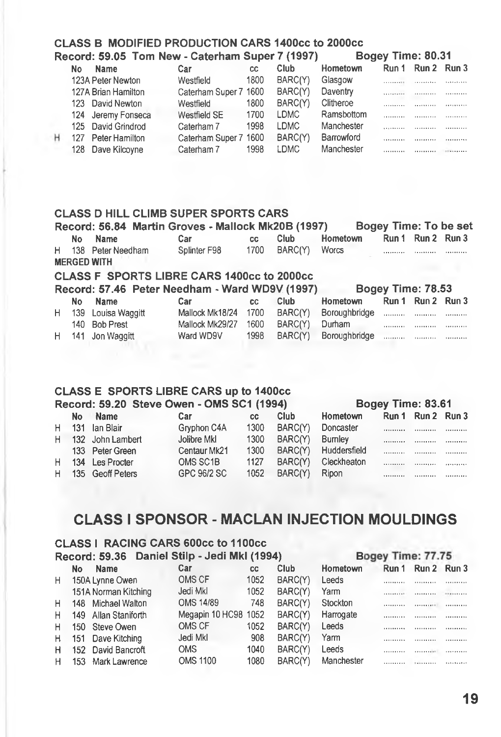### CLASS B MODIFIED PRODUCTION CARS 1400cc to 2000cc

**Record: 59.05 Tom New - Caterham Super 7 (1997) Bogey Time: 80.31**

| | No | Name | Car | cc | Club | Hometown | Run 1 | Run 2 | Run 3 |
|---|---|---|---|---|---|---|---|---|---|
| | 123A | Peter Newton | Westfield | 1800 | BARC(Y) | Glasgow | .......... | .......... | .......... |
| | 127A | Brian Hamilton | Caterham Super 7 | 1600 | BARC(Y) | Daventry | .......... | .......... | .......... |
| | 123 | David Newton | Westfield | 1800 | BARC(Y) | Clitheroe | .......... | .......... | .......... |
| | 124 | Jeremy Fonseca | Westfield SE | 1700 | LDMC | Ramsbottom | .......... | .......... | .......... |
| | 125 | David Grindrod | Caterham 7 | 1998 | LDMC | Manchester | .......... | .......... | .......... |
| H | 127 | Peter Hamilton | Caterham Super 7 | 1600 | BARC(Y) | Barrowford | .......... | .......... | .......... |
| | 128 | Dave Kilcoyne | Caterham 7 | 1998 | LDMC | Manchester | .......... | .......... | .......... |

### CLASS D HILL CLIMB SUPER SPORTS CARS

**Record: 56.84 Martin Groves - Mallock Mk20B (1997) Bogey Time: To be set**

| | No | Name | Car | cc | Club | Hometown | Run 1 | Run 2 | Run 3 |
|---|---|---|---|---|---|---|---|---|---|
| H | 138 | Peter Needham | Splinter F98 | 1700 | BARC(Y) | Worcs | .......... | .......... | .......... |

**MERGED WITH**

### CLASS F SPORTS LIBRE CARS 1400cc to 2000cc

**Record: 57.46 Peter Needham - Ward WD9V (1997) Bogey Time: 78.53**

| | No | Name | Car | cc | Club | Hometown | Run 1 | Run 2 | Run 3 |
|---|---|---|---|---|---|---|---|---|---|
| H | 139 | Louisa Waggitt | Mallock Mk18/24 | 1700 | BARC(Y) | Boroughbridge | .......... | .......... | .......... |
| | 140 | Bob Prest | Mallock Mk29/27 | 1600 | BARC(Y) | Durham | .......... | .......... | .......... |
| H | 141 | Jon Waggitt | Ward WD9V | 1998 | BARC(Y) | Boroughbridge | .......... | .......... | .......... |

### CLASS E SPORTS LIBRE CARS up to 1400cc

**Record: 59.20 Steve Owen - OMS SC1 (1994) Bogey Time: 83.61**

| | No | Name | Car | cc | Club | Hometown | Run 1 | Run 2 | Run 3 |
|---|---|---|---|---|---|---|---|---|---|
| H | 131 | Ian Blair | Gryphon C4A | 1300 | BARC(Y) | Doncaster | .......... | .......... | .......... |
| H | 132 | John Lambert | Jolibre MkI | 1300 | BARC(Y) | Burnley | .......... | .......... | .......... |
| | 133 | Peter Green | Centaur Mk21 | 1300 | BARC(Y) | Huddersfield | .......... | .......... | .......... |
| H | 134 | Les Procter | OMS SC1B | 1127 | BARC(Y) | Cleckheaton | .......... | .......... | .......... |
| H | 135 | Geoff Peters | GPC 96/2 SC | 1052 | BARC(Y) | Ripon | .......... | .......... | .......... |

## CLASS I SPONSOR - MACLAN INJECTION MOULDINGS

### CLASS I RACING CARS 600cc to 1100cc

**Record: 59.36 Daniel Stilp - Jedi MkI (1994) Bogey Time: 77.75**

| | No | Name | Car | cc | Club | Hometown | Run 1 | Run 2 | Run 3 |
|---|---|---|---|---|---|---|---|---|---|
| H | 150A | Lynne Owen | OMS CF | 1052 | BARC(Y) | Leeds | .......... | .......... | .......... |
| | 151A | Norman Kitching | Jedi MkI | 1052 | BARC(Y) | Yarm | .......... | .......... | .......... |
| H | 148 | Michael Walton | OMS 14/89 | 748 | BARC(Y) | Stockton | .......... | .......... | .......... |
| H | 149 | Allan Staniforth | Megapin 10 HC98 | 1052 | BARC(Y) | Harrogate | .......... | .......... | .......... |
| H | 150 | Steve Owen | OMS CF | 1052 | BARC(Y) | Leeds | .......... | .......... | .......... |
| H | 151 | Dave Kitching | Jedi MkI | 908 | BARC(Y) | Yarm | .......... | .......... | .......... |
| H | 152 | David Bancroft | OMS | 1040 | BARC(Y) | Leeds | .......... | .......... | .......... |
| H | 153 | Mark Lawrence | OMS 1100 | 1080 | BARC(Y) | Manchester | .......... | .......... | .......... |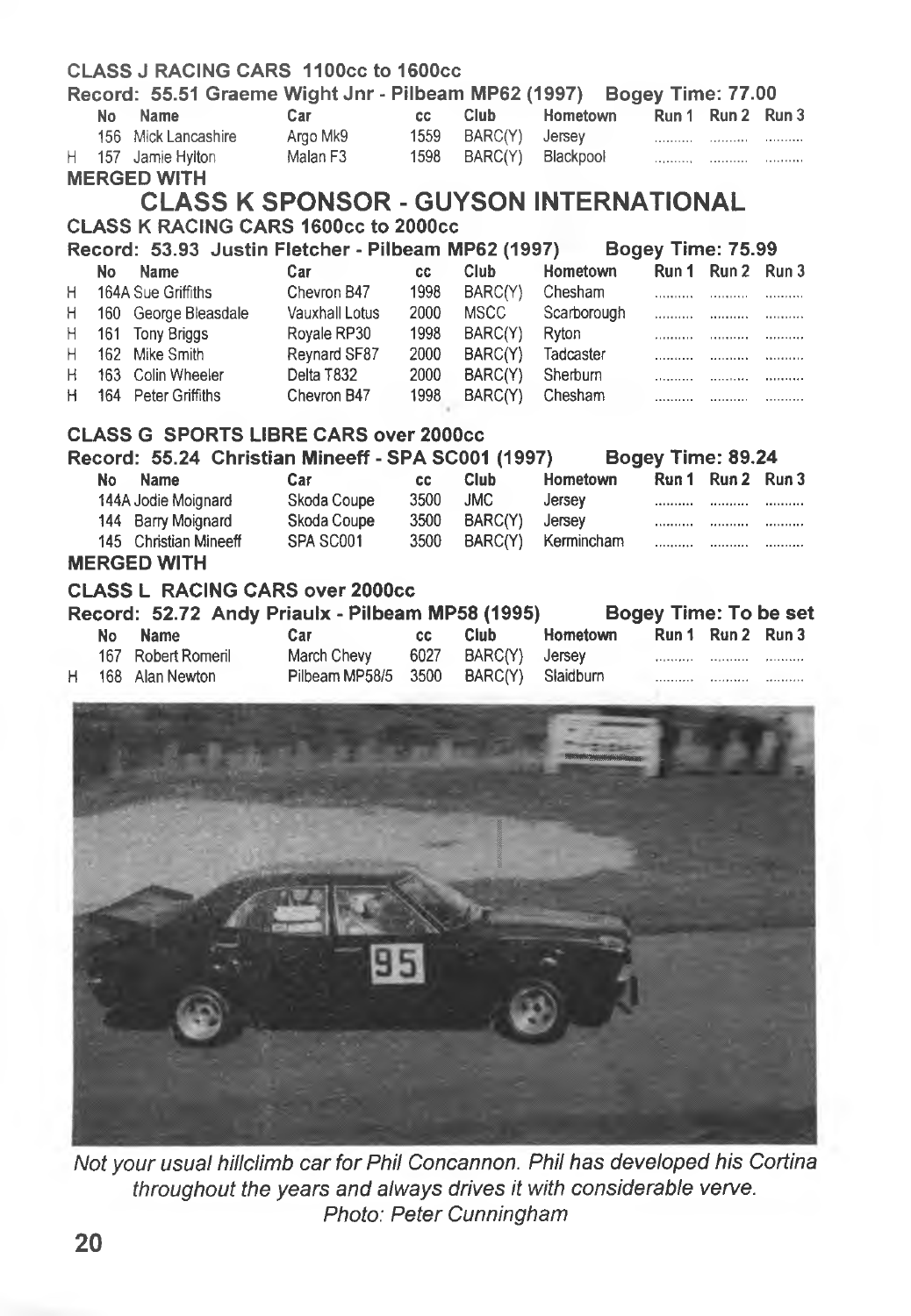### CLASS J RACING CARS 1100cc to 1600cc

**Record: 55.51 Graeme Wight Jnr - Pilbeam MP62 (1997) Bogey Time: 77.00**

| | No | Name | Car | cc | Club | Hometown | Run 1 | Run 2 | Run 3 |
|---|---|---|---|---|---|---|---|---|---|
| | 156 | Mick Lancashire | Argo Mk9 | 1559 | BARC(Y) | Jersey | .......... | .......... | .......... |
| H | 157 | Jamie Hylton | Malan F3 | 1598 | BARC(Y) | Blackpool | .......... | .......... | .......... |

**MERGED WITH**

## CLASS K SPONSOR - GUYSON INTERNATIONAL

### CLASS K RACING CARS 1600cc to 2000cc

**Record: 53.93 Justin Fletcher - Pilbeam MP62 (1997) Bogey Time: 75.99**

| | No | Name | Car | cc | Club | Hometown | Run 1 | Run 2 | Run 3 |
|---|---|---|---|---|---|---|---|---|---|
| H | 164A | Sue Griffiths | Chevron B47 | 1998 | BARC(Y) | Chesham | .......... | .......... | .......... |
| H | 160 | George Bleasdale | Vauxhall Lotus | 2000 | MSCC | Scarborough | .......... | .......... | .......... |
| H | 161 | Tony Briggs | Royale RP30 | 1998 | BARC(Y) | Ryton | .......... | .......... | .......... |
| H | 162 | Mike Smith | Reynard SF87 | 2000 | BARC(Y) | Tadcaster | .......... | .......... | .......... |
| H | 163 | Colin Wheeler | Delta T832 | 2000 | BARC(Y) | Sherburn | .......... | .......... | .......... |
| H | 164 | Peter Griffiths | Chevron B47 | 1998 | BARC(Y) | Chesham | .......... | .......... | .......... |

### CLASS G SPORTS LIBRE CARS over 2000cc

**Record: 55.24 Christian Mineeff - SPA SC001 (1997) Bogey Time: 89.24**

| No | Name | Car | cc | Club | Hometown | Run 1 | Run 2 | Run 3 |
|---|---|---|---|---|---|---|---|---|
| 144A | Jodie Moignard | Skoda Coupe | 3500 | JMC | Jersey | .......... | .......... | .......... |
| 144 | Barry Moignard | Skoda Coupe | 3500 | BARC(Y) | Jersey | .......... | .......... | .......... |
| 145 | Christian Mineeff | SPA SC001 | 3500 | BARC(Y) | Kermincham | .......... | .......... | .......... |

**MERGED WITH**

### CLASS L RACING CARS over 2000cc

**Record: 52.72 Andy Priaulx - Pilbeam MP58 (1995) Bogey Time: To be set**

| | No | Name | Car | cc | Club | Hometown | Run 1 | Run 2 | Run 3 |
|---|---|---|---|---|---|---|---|---|---|
| | 167 | Robert Romeril | March Chevy | 6027 | BARC(Y) | Jersey | .......... | .......... | .......... |
| H | 168 | Alan Newton | Pilbeam MP58/5 | 3500 | BARC(Y) | Slaidburn | .......... | .......... | .......... |

*Not your usual hillclimb car for Phil Concannon. Phil has developed his Cortina throughout the years and always drives it with considerable verve. Photo: Peter Cunningham*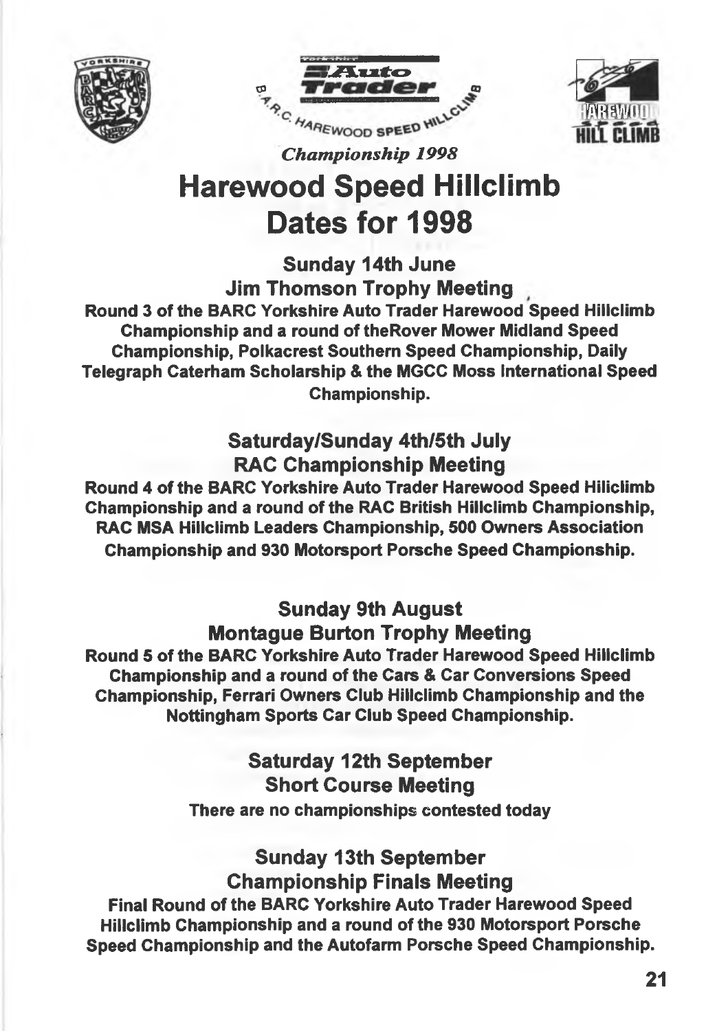*Championship 1998*

# Harewood Speed Hillclimb Dates for 1998

**Sunday 14th June**
**Jim Thomson Trophy Meeting**

**Round 3 of the BARC Yorkshire Auto Trader Harewood Speed Hillclimb Championship and a round of theRover Mower Midland Speed Championship, Polkacrest Southern Speed Championship, Daily Telegraph Caterham Scholarship & the MGCC Moss International Speed Championship.**

**Saturday/Sunday 4th/5th July**
**RAC Championship Meeting**

**Round 4 of the BARC Yorkshire Auto Trader Harewood Speed Hillclimb Championship and a round of the RAC British Hillclimb Championship, RAC MSA Hillclimb Leaders Championship, 500 Owners Association Championship and 930 Motorsport Porsche Speed Championship.**

**Sunday 9th August**
**Montague Burton Trophy Meeting**

**Round 5 of the BARC Yorkshire Auto Trader Harewood Speed Hillclimb Championship and a round of the Cars & Car Conversions Speed Championship, Ferrari Owners Club Hillclimb Championship and the Nottingham Sports Car Club Speed Championship.**

**Saturday 12th September**
**Short Course Meeting**

**There are no championships contested today**

**Sunday 13th September**
**Championship Finals Meeting**

**Final Round of the BARC Yorkshire Auto Trader Harewood Speed Hillclimb Championship and a round of the 930 Motorsport Porsche Speed Championship and the Autofarm Porsche Speed Championship.**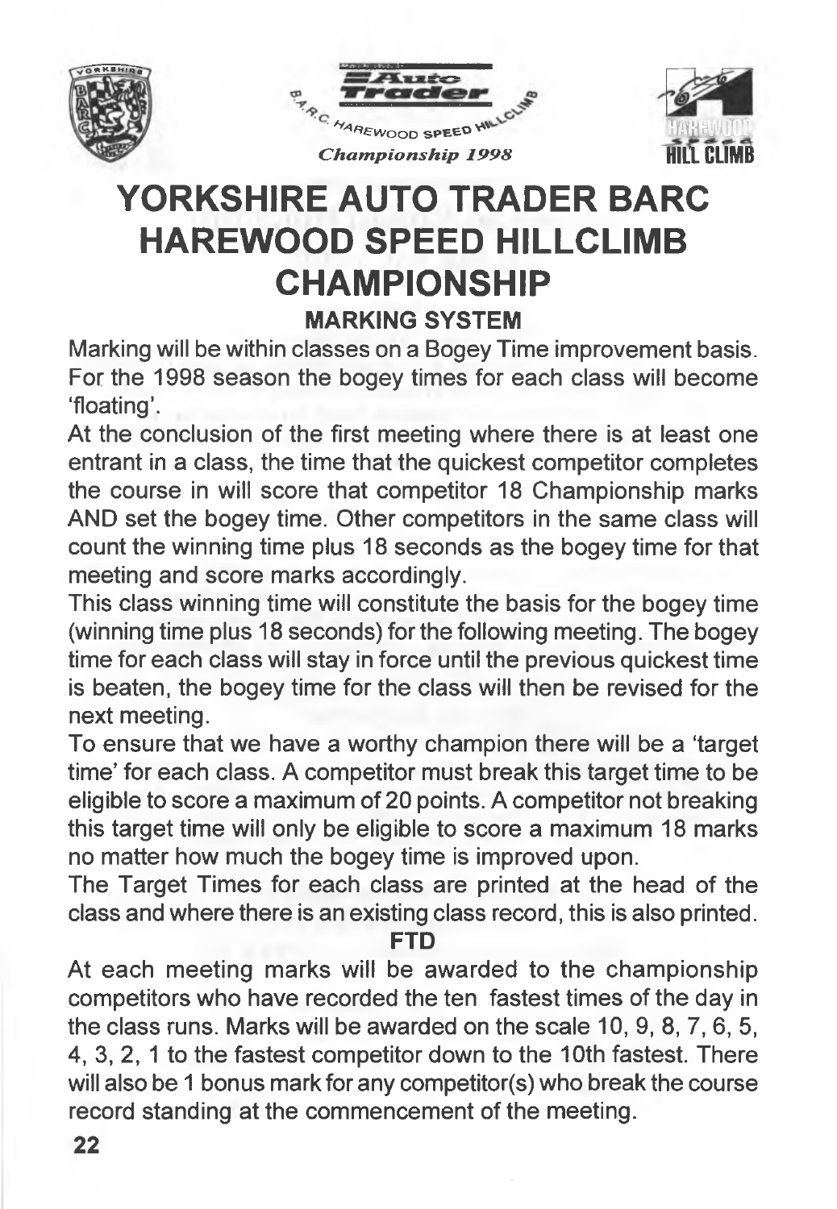# YORKSHIRE AUTO TRADER BARC HAREWOOD SPEED HILLCLIMB CHAMPIONSHIP

### MARKING SYSTEM

Marking will be within classes on a Bogey Time improvement basis. For the 1998 season the bogey times for each class will become 'floating'.

At the conclusion of the first meeting where there is at least one entrant in a class, the time that the quickest competitor completes the course in will score that competitor 18 Championship marks AND set the bogey time. Other competitors in the same class will count the winning time plus 18 seconds as the bogey time for that meeting and score marks accordingly.

This class winning time will constitute the basis for the bogey time (winning time plus 18 seconds) for the following meeting. The bogey time for each class will stay in force until the previous quickest time is beaten, the bogey time for the class will then be revised for the next meeting.

To ensure that we have a worthy champion there will be a 'target time' for each class. A competitor must break this target time to be eligible to score a maximum of 20 points. A competitor not breaking this target time will only be eligible to score a maximum 18 marks no matter how much the bogey time is improved upon.

The Target Times for each class are printed at the head of the class and where there is an existing class record, this is also printed.

### FTD

At each meeting marks will be awarded to the championship competitors who have recorded the ten fastest times of the day in the class runs. Marks will be awarded on the scale 10, 9, 8, 7, 6, 5, 4, 3, 2, 1 to the fastest competitor down to the 10th fastest. There will also be 1 bonus mark for any competitor(s) who break the course record standing at the commencement of the meeting.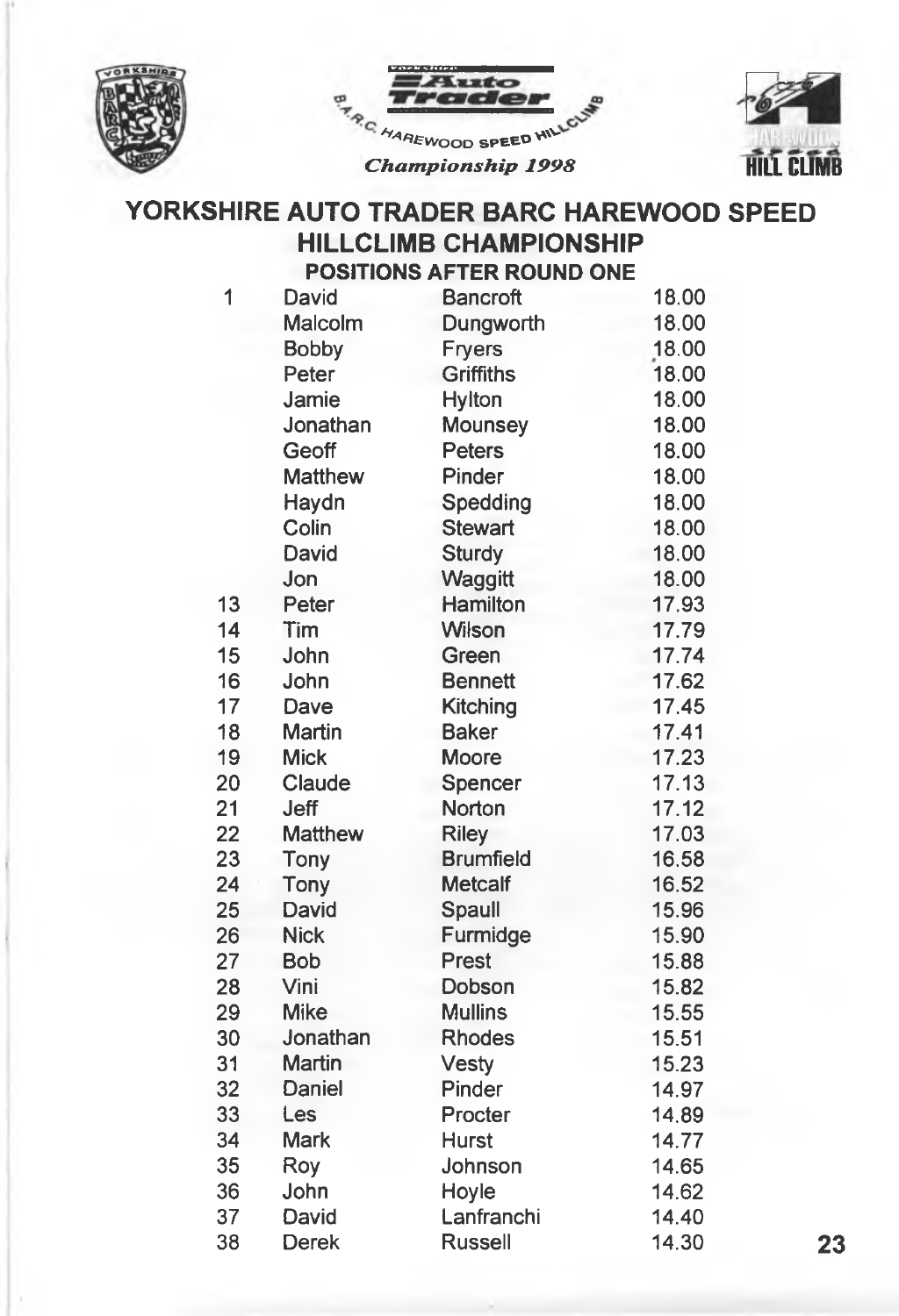Yorkshire Auto Trader B.A.R.C. Harewood Speed Hillclimb Championship 1998

# YORKSHIRE AUTO TRADER BARC HAREWOOD SPEED HILLCLIMB CHAMPIONSHIP

## POSITIONS AFTER ROUND ONE

| Pos | First Name | Surname | Points |
|---|---|---|---|
| 1 | David | Bancroft | 18.00 |
| | Malcolm | Dungworth | 18.00 |
| | Bobby | Fryers | 18.00 |
| | Peter | Griffiths | 18.00 |
| | Jamie | Hylton | 18.00 |
| | Jonathan | Mounsey | 18.00 |
| | Geoff | Peters | 18.00 |
| | Matthew | Pinder | 18.00 |
| | Haydn | Spedding | 18.00 |
| | Colin | Stewart | 18.00 |
| | David | Sturdy | 18.00 |
| | Jon | Waggitt | 18.00 |
| 13 | Peter | Hamilton | 17.93 |
| 14 | Tim | Wilson | 17.79 |
| 15 | John | Green | 17.74 |
| 16 | John | Bennett | 17.62 |
| 17 | Dave | Kitching | 17.45 |
| 18 | Martin | Baker | 17.41 |
| 19 | Mick | Moore | 17.23 |
| 20 | Claude | Spencer | 17.13 |
| 21 | Jeff | Norton | 17.12 |
| 22 | Matthew | Riley | 17.03 |
| 23 | Tony | Brumfield | 16.58 |
| 24 | Tony | Metcalf | 16.52 |
| 25 | David | Spaull | 15.96 |
| 26 | Nick | Furmidge | 15.90 |
| 27 | Bob | Prest | 15.88 |
| 28 | Vini | Dobson | 15.82 |
| 29 | Mike | Mullins | 15.55 |
| 30 | Jonathan | Rhodes | 15.51 |
| 31 | Martin | Vesty | 15.23 |
| 32 | Daniel | Pinder | 14.97 |
| 33 | Les | Procter | 14.89 |
| 34 | Mark | Hurst | 14.77 |
| 35 | Roy | Johnson | 14.65 |
| 36 | John | Hoyle | 14.62 |
| 37 | David | Lanfranchi | 14.40 |
| 38 | Derek | Russell | 14.30 |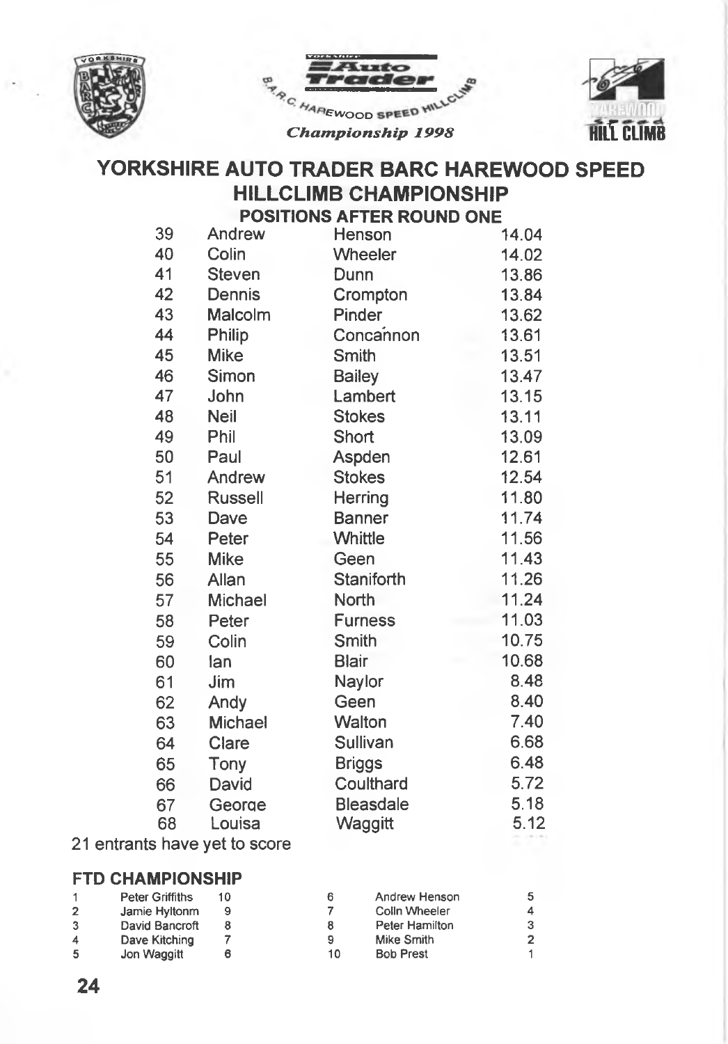Yorkshire Auto Trader B.A.R.C. Harewood Speed Hillclimb

*Championship 1998*

# YORKSHIRE AUTO TRADER BARC HAREWOOD SPEED HILLCLIMB CHAMPIONSHIP

## POSITIONS AFTER ROUND ONE

| | | | |
|---|---|---|---|
| 39 | Andrew | Henson | 14.04 |
| 40 | Colin | Wheeler | 14.02 |
| 41 | Steven | Dunn | 13.86 |
| 42 | Dennis | Crompton | 13.84 |
| 43 | Malcolm | Pinder | 13.62 |
| 44 | Philip | Concańnon | 13.61 |
| 45 | Mike | Smith | 13.51 |
| 46 | Simon | Bailey | 13.47 |
| 47 | John | Lambert | 13.15 |
| 48 | Neil | Stokes | 13.11 |
| 49 | Phil | Short | 13.09 |
| 50 | Paul | Aspden | 12.61 |
| 51 | Andrew | Stokes | 12.54 |
| 52 | Russell | Herring | 11.80 |
| 53 | Dave | Banner | 11.74 |
| 54 | Peter | Whittle | 11.56 |
| 55 | Mike | Geen | 11.43 |
| 56 | Allan | Staniforth | 11.26 |
| 57 | Michael | North | 11.24 |
| 58 | Peter | Furness | 11.03 |
| 59 | Colin | Smith | 10.75 |
| 60 | Ian | Blair | 10.68 |
| 61 | Jim | Naylor | 8.48 |
| 62 | Andy | Geen | 8.40 |
| 63 | Michael | Walton | 7.40 |
| 64 | Clare | Sullivan | 6.68 |
| 65 | Tony | Briggs | 6.48 |
| 66 | David | Coulthard | 5.72 |
| 67 | George | Bleasdale | 5.18 |
| 68 | Louisa | Waggitt | 5.12 |

21 entrants have yet to score

### FTD CHAMPIONSHIP

| | | | | | |
|---|---|---|---|---|---|
| 1 | Peter Griffiths | 10 | 6 | Andrew Henson | 5 |
| 2 | Jamie Hyltonm | 9 | 7 | Colin Wheeler | 4 |
| 3 | David Bancroft | 8 | 8 | Peter Hamilton | 3 |
| 4 | Dave Kitching | 7 | 9 | Mike Smith | 2 |
| 5 | Jon Waggitt | 6 | 10 | Bob Prest | 1 |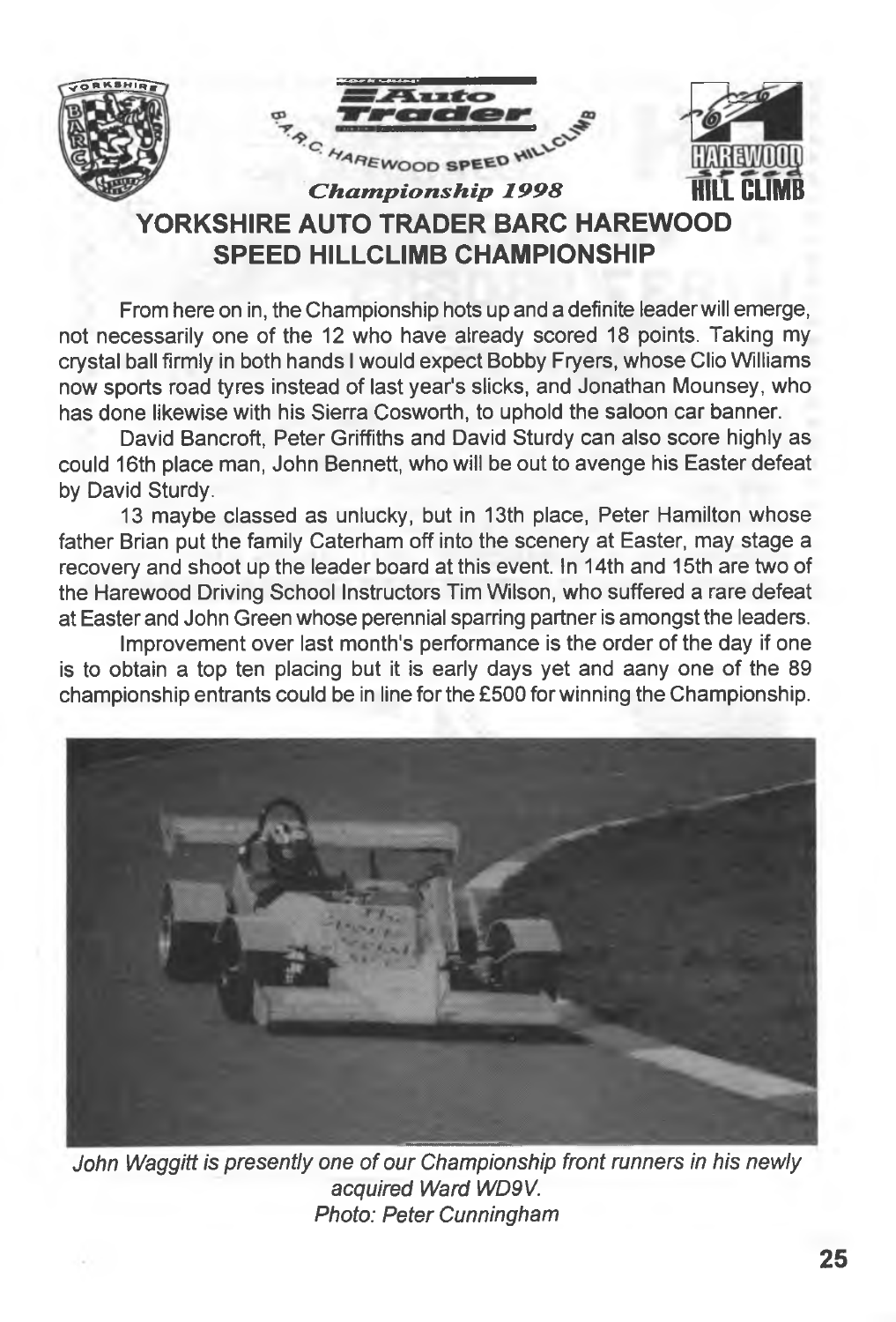# YORKSHIRE AUTO TRADER BARC HAREWOOD SPEED HILLCLIMB CHAMPIONSHIP

From here on in, the Championship hots up and a definite leader will emerge, not necessarily one of the 12 who have already scored 18 points. Taking my crystal ball firmly in both hands I would expect Bobby Fryers, whose Clio Williams now sports road tyres instead of last year's slicks, and Jonathan Mounsey, who has done likewise with his Sierra Cosworth, to uphold the saloon car banner.

David Bancroft, Peter Griffiths and David Sturdy can also score highly as could 16th place man, John Bennett, who will be out to avenge his Easter defeat by David Sturdy.

13 maybe classed as unlucky, but in 13th place, Peter Hamilton whose father Brian put the family Caterham off into the scenery at Easter, may stage a recovery and shoot up the leader board at this event. In 14th and 15th are two of the Harewood Driving School Instructors Tim Wilson, who suffered a rare defeat at Easter and John Green whose perennial sparring partner is amongst the leaders.

Improvement over last month's performance is the order of the day if one is to obtain a top ten placing but it is early days yet and aany one of the 89 championship entrants could be in line for the £500 for winning the Championship.

*John Waggitt is presently one of our Championship front runners in his newly acquired Ward WD9V.*
*Photo: Peter Cunningham*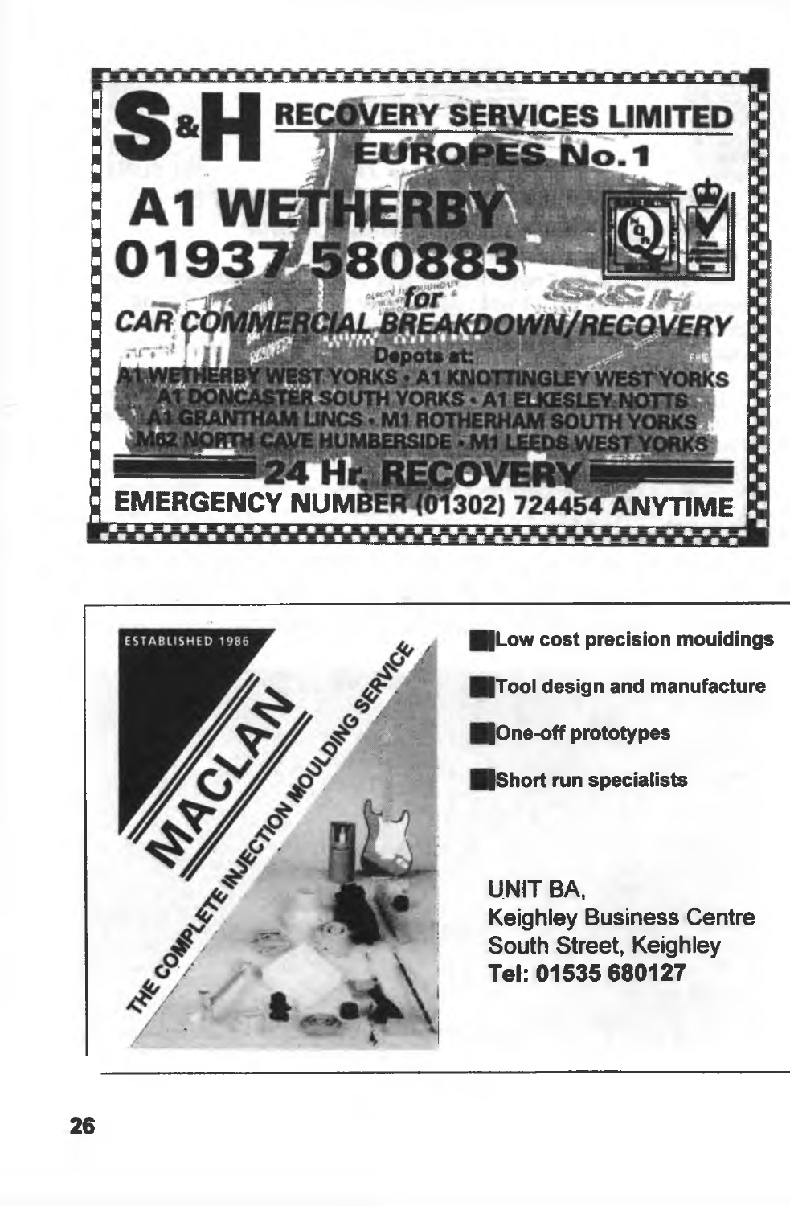# S&H RECOVERY SERVICES LIMITED

## EUROPES No.1

## A1 WETHERBY
## 01937 580883

for

**CAR COMMERCIAL BREAKDOWN/RECOVERY**

Depots at:
A1 WETHERBY WEST YORKS • A1 KNOTTINGLEY WEST YORKS
A1 DONCASTER SOUTH YORKS • A1 ELKESLEY NOTTS
A1 GRANTHAM LINCS • M1 ROTHERHAM SOUTH YORKS
M62 NORTH CAVE HUMBERSIDE • M1 LEEDS WEST YORKS

## 24 Hr. RECOVERY

**EMERGENCY NUMBER (01302) 724454 ANYTIME**

---

ESTABLISHED 1986

# MACLAN

THE COMPLETE INJECTION MOULDING SERVICE

- **Low cost precision mouldings**
- **Tool design and manufacture**
- **One-off prototypes**
- **Short run specialists**

UNIT BA,
Keighley Business Centre
South Street, Keighley
**Tel: 01535 680127**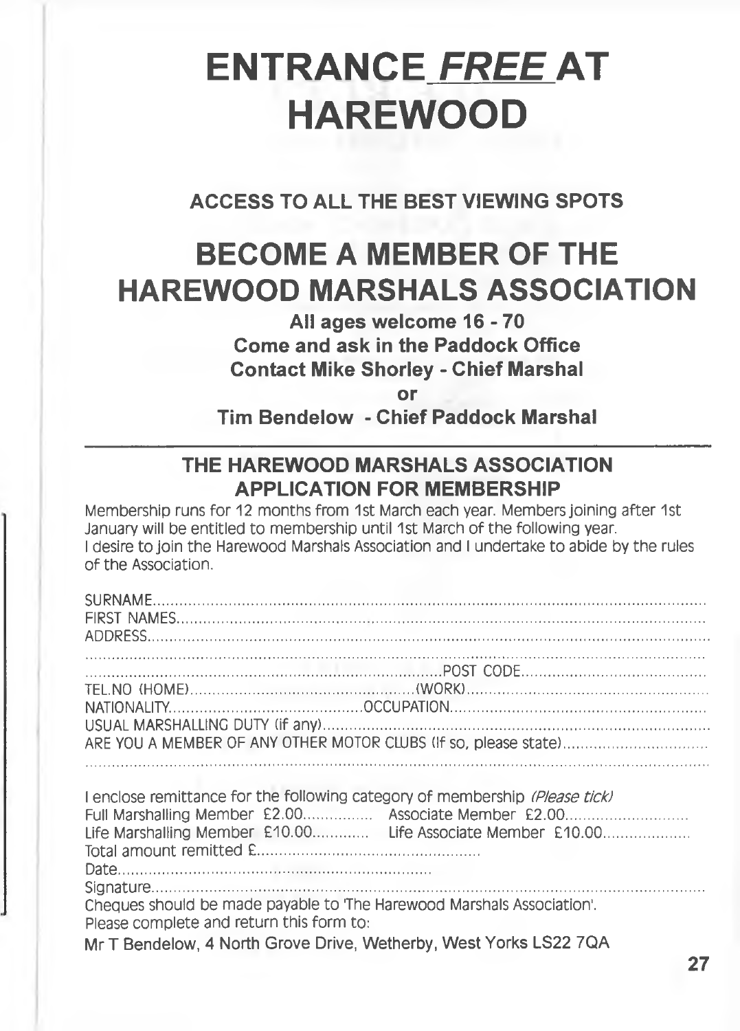# ENTRANCE *FREE* AT HAREWOOD

**ACCESS TO ALL THE BEST VIEWING SPOTS**

# BECOME A MEMBER OF THE HAREWOOD MARSHALS ASSOCIATION

**All ages welcome 16 - 70**
**Come and ask in the Paddock Office**
**Contact Mike Shorley - Chief Marshal**
**or**
**Tim Bendelow - Chief Paddock Marshal**

---

## THE HAREWOOD MARSHALS ASSOCIATION APPLICATION FOR MEMBERSHIP

Membership runs for 12 months from 1st March each year. Members joining after 1st January will be entitled to membership until 1st March of the following year.
I desire to join the Harewood Marshals Association and I undertake to abide by the rules of the Association.

SURNAME.....................................................................................................................
FIRST NAMES...............................................................................................................
ADDRESS......................................................................................................................
.......................................................................................................................................
...............................................................................POST CODE.......................................
TEL.NO (HOME)..................................................(WORK).................................................
NATIONALITY..........................................OCCUPATION....................................................
USUAL MARSHALLING DUTY (if any).................................................................................
ARE YOU A MEMBER OF ANY OTHER MOTOR CLUBS (If so, please state)...............................
.......................................................................................................................................

I enclose remittance for the following category of membership *(Please tick)*
Full Marshalling Member £2.00................ Associate Member £2.00............................
Life Marshalling Member £10.00............. Life Associate Member £10.00....................
Total amount remitted £..................................................
Date.......................................................................
Signature.....................................................................................................................
Cheques should be made payable to 'The Harewood Marshals Association'.
Please complete and return this form to:
Mr T Bendelow, 4 North Grove Drive, Wetherby, West Yorks LS22 7QA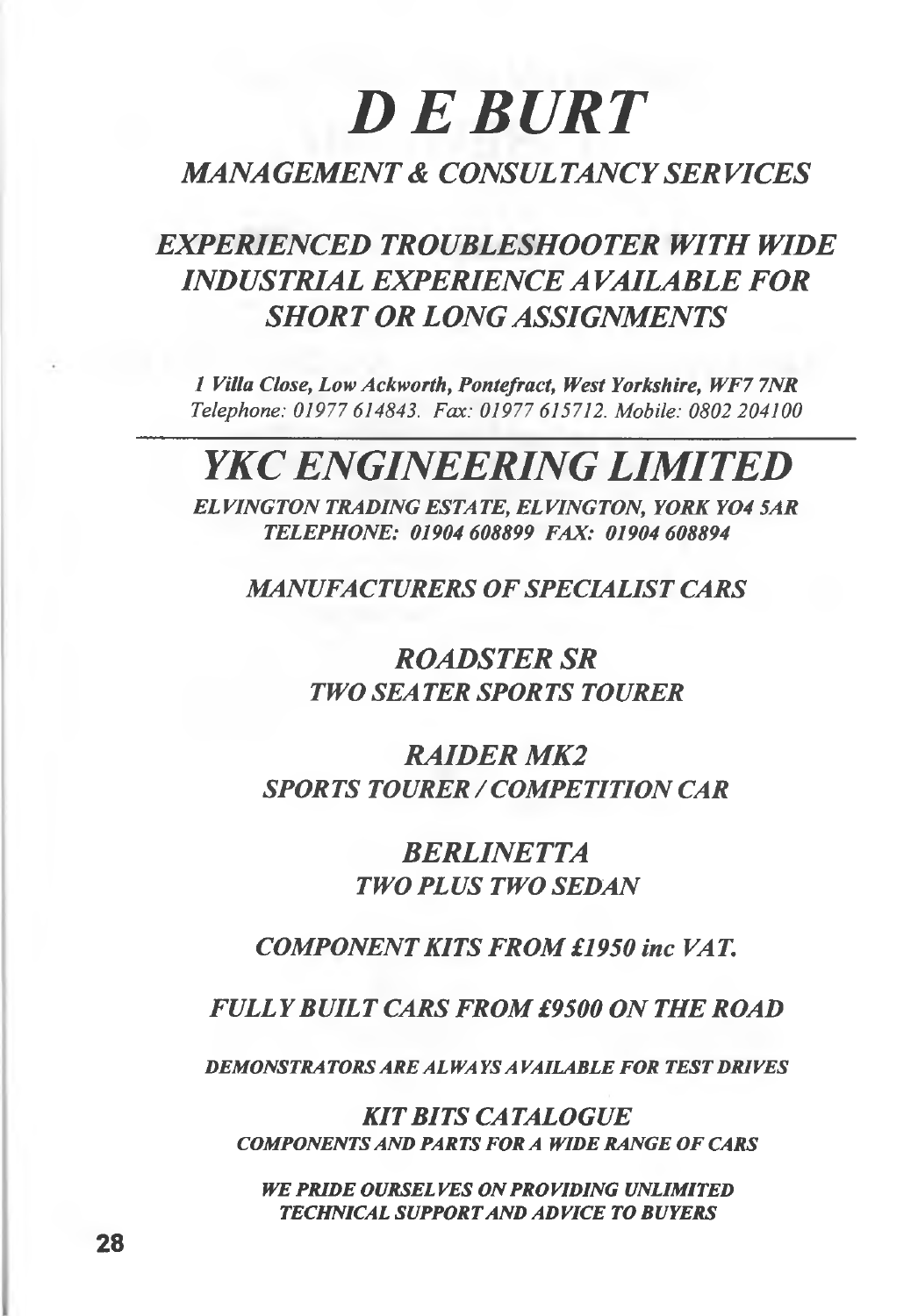# *D E BURT*

## *MANAGEMENT & CONSULTANCY SERVICES*

## *EXPERIENCED TROUBLESHOOTER WITH WIDE INDUSTRIAL EXPERIENCE AVAILABLE FOR SHORT OR LONG ASSIGNMENTS*

***1 Villa Close, Low Ackworth, Pontefract, West Yorkshire, WF7 7NR***
*Telephone: 01977 614843. Fax: 01977 615712. Mobile: 0802 204100*

---

# *YKC ENGINEERING LIMITED*

***ELVINGTON TRADING ESTATE, ELVINGTON, YORK YO4 5AR***
***TELEPHONE: 01904 608899 FAX: 01904 608894***

*MANUFACTURERS OF SPECIALIST CARS*

## *ROADSTER SR*
*TWO SEATER SPORTS TOURER*

## *RAIDER MK2*
*SPORTS TOURER / COMPETITION CAR*

## *BERLINETTA*
*TWO PLUS TWO SEDAN*

*COMPONENT KITS FROM £1950 inc VAT.*

*FULLY BUILT CARS FROM £9500 ON THE ROAD*

***DEMONSTRATORS ARE ALWAYS AVAILABLE FOR TEST DRIVES***

## *KIT BITS CATALOGUE*
***COMPONENTS AND PARTS FOR A WIDE RANGE OF CARS***

***WE PRIDE OURSELVES ON PROVIDING UNLIMITED TECHNICAL SUPPORT AND ADVICE TO BUYERS***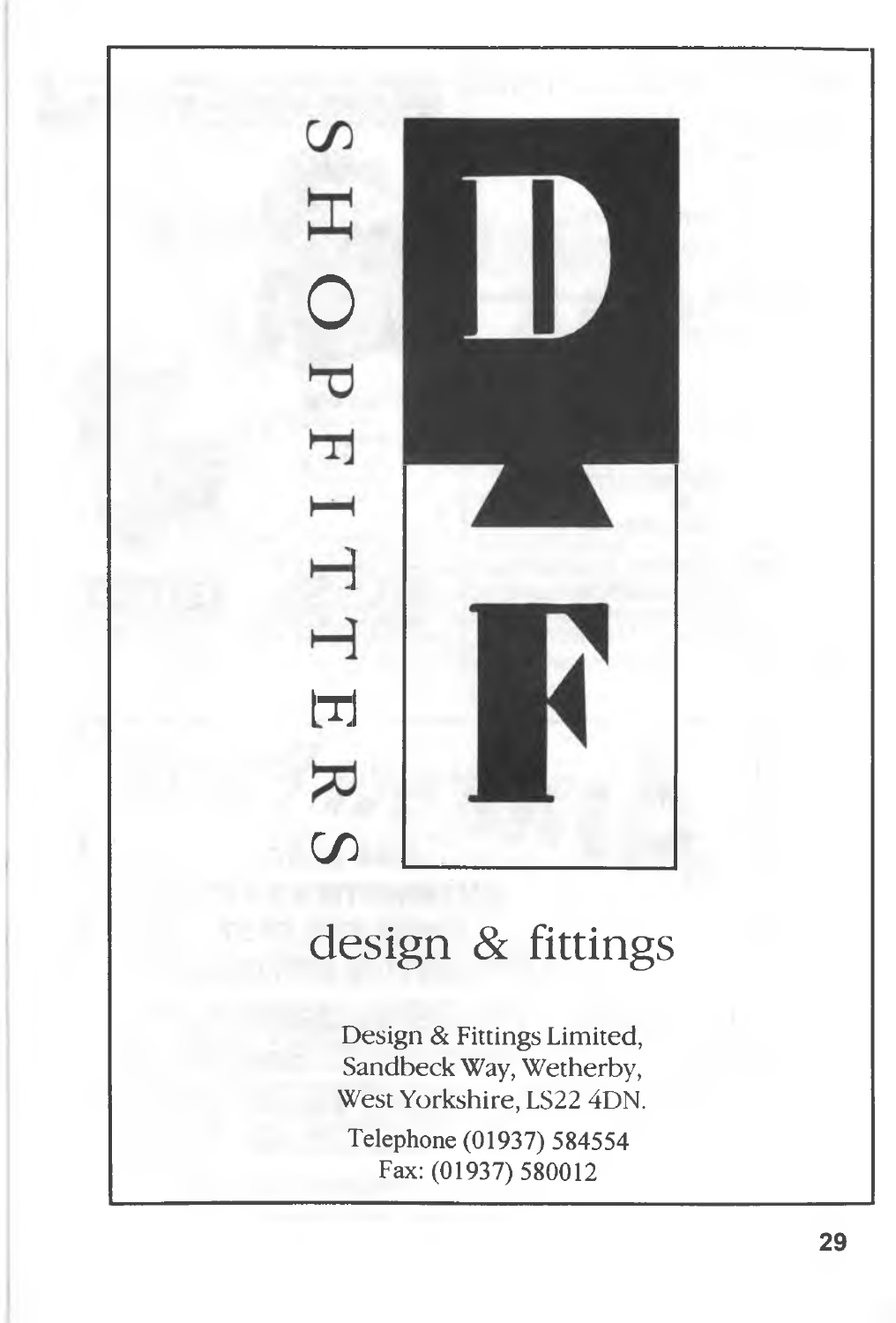SHOPFITTERS

D

F

design & fittings

Design & Fittings Limited,
Sandbeck Way, Wetherby,
West Yorkshire, LS22 4DN.

Telephone (01937) 584554
Fax: (01937) 580012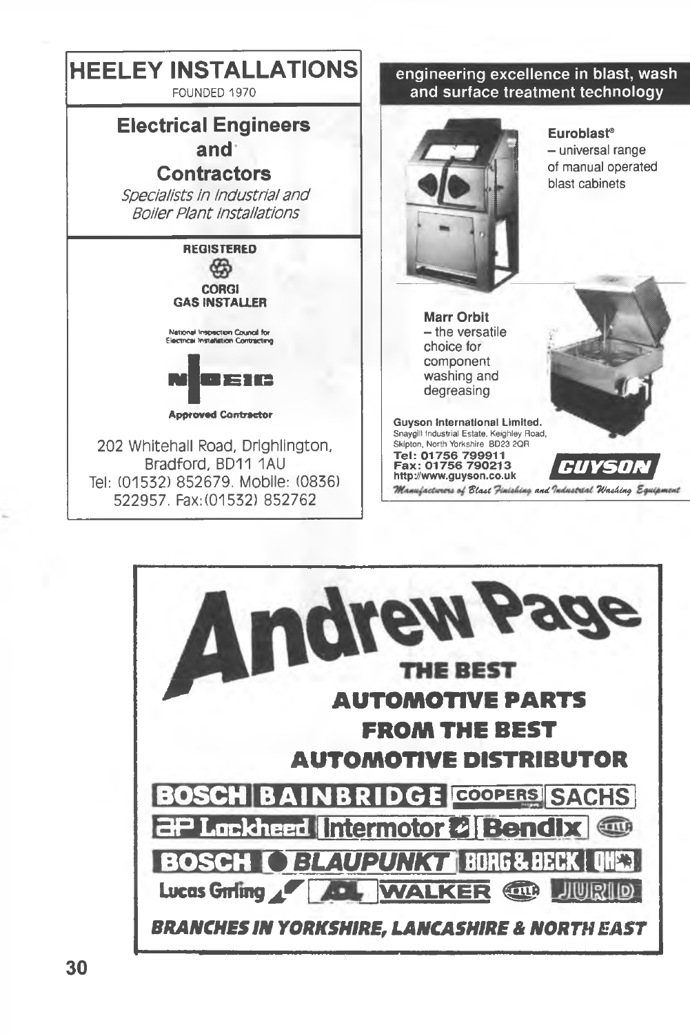# HEELEY INSTALLATIONS

FOUNDED 1970

## Electrical Engineers and Contractors

*Specialists in Industrial and Boiler Plant Installations*

**REGISTERED**

**CORGI GAS INSTALLER**

National Inspection Council for Electrical Installation Contracting

NICEIC

**Approved Contractor**

202 Whitehall Road, Drighlington, Bradford, BD11 1AU
Tel: (01532) 852679. Mobile: (0836) 522957. Fax:(01532) 852762

---

## engineering excellence in blast, wash and surface treatment technology

**Euroblast®** – universal range of manual operated blast cabinets

**Marr Orbit** – the versatile choice for component washing and degreasing

**Guyson International Limited.**
Snaygill Industrial Estate, Keighley Road, Skipton, North Yorkshire BD23 2QR
**Tel: 01756 799911**
**Fax: 01756 790213**
**http://www.guyson.co.uk**

**GUYSON**

*Manufacturers of Blast Finishing and Industrial Washing Equipment*

---

# Andrew Page

**THE BEST AUTOMOTIVE PARTS FROM THE BEST AUTOMOTIVE DISTRIBUTOR**

BOSCH | BAINBRIDGE | COOPERS | SACHS
AP Lockheed | Intermotor | Bendix | HELLA
BOSCH | BLAUPUNKT | BORG & BECK | QH
Lucas Girling | ADL | WALKER | HELLA | JURID

***BRANCHES IN YORKSHIRE, LANCASHIRE & NORTH EAST***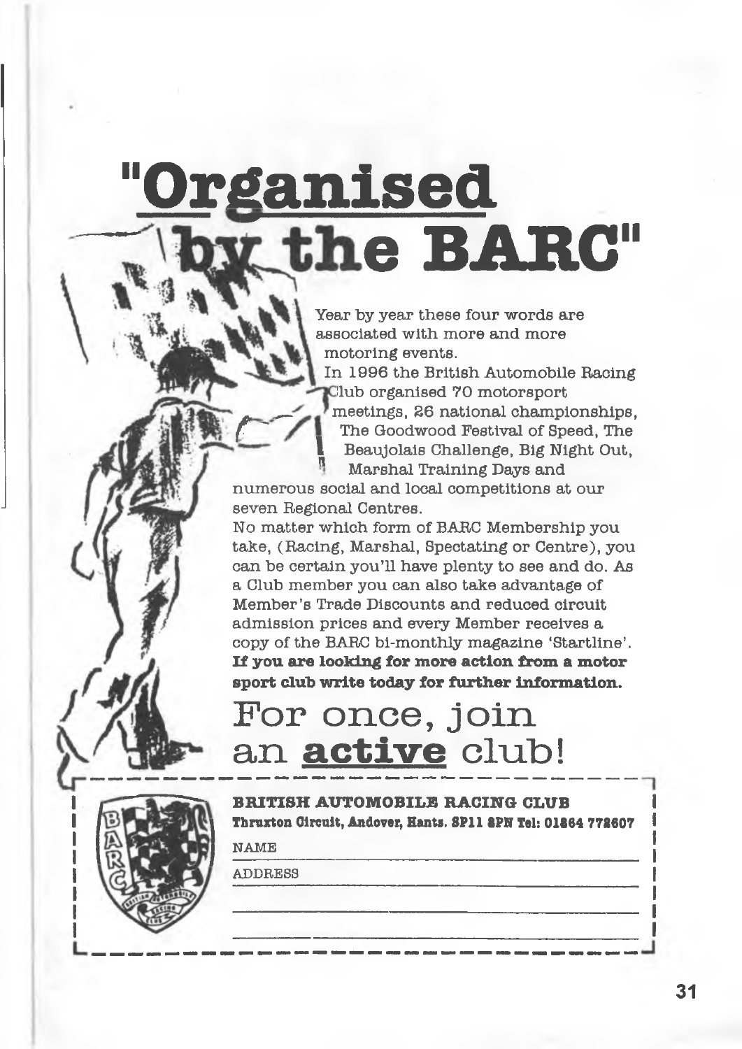# "Organised by the BARC"

Year by year these four words are associated with more and more motoring events.

In 1996 the British Automobile Racing Club organised 70 motorsport meetings, 26 national championships, The Goodwood Festival of Speed, The Beaujolais Challenge, Big Night Out, Marshal Training Days and numerous social and local competitions at our seven Regional Centres.

No matter which form of BARC Membership you take, (Racing, Marshal, Spectating or Centre), you can be certain you'll have plenty to see and do. As a Club member you can also take advantage of Member's Trade Discounts and reduced circuit admission prices and every Member receives a copy of the BARC bi-monthly magazine 'Startline'.

**If you are looking for more action from a motor sport club write today for further information.**

## For once, join an **active** club!

**BRITISH AUTOMOBILE RACING CLUB**
**Thruxton Circuit, Andover, Hants. SP11 8PN Tel: 01264 772607**

NAME ______________________________

ADDRESS ______________________________

______________________________

______________________________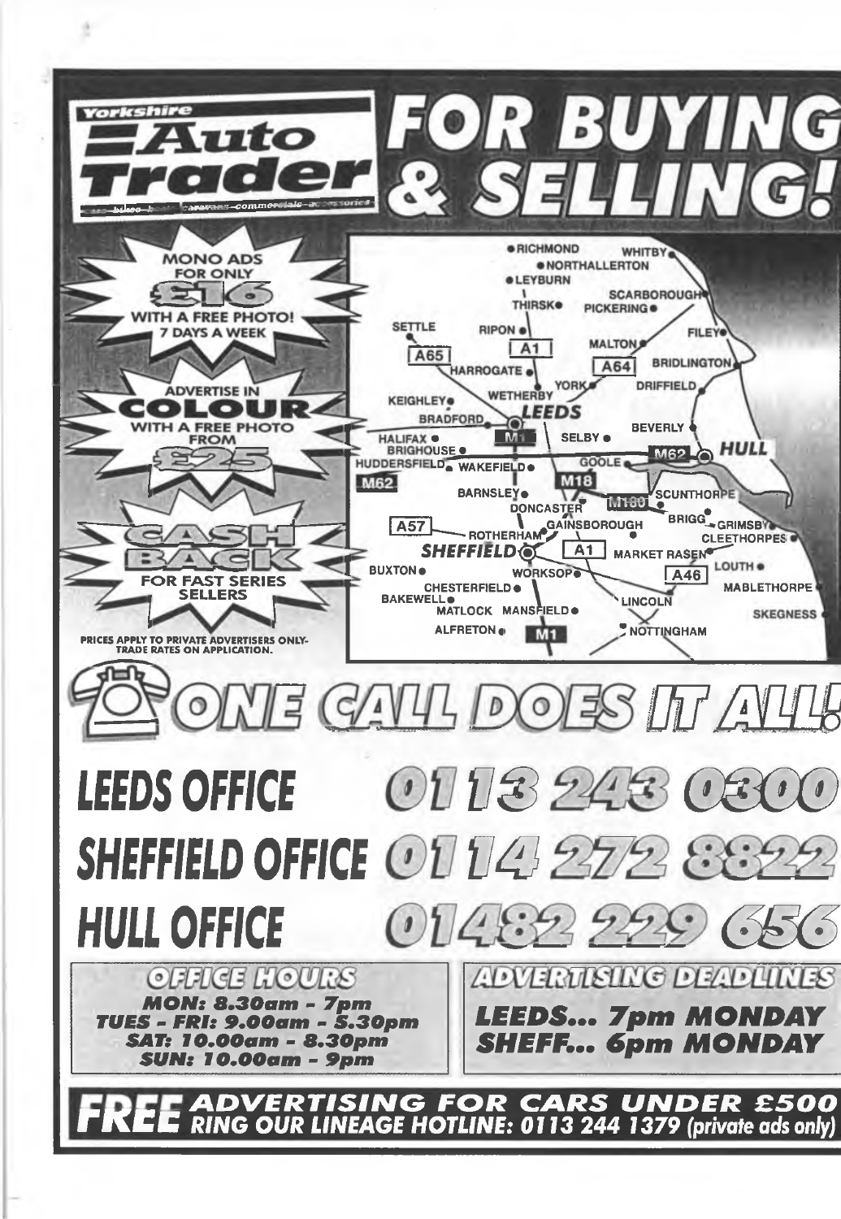# Yorkshire Auto Trader

cars–bikes–boats–caravans–commercials–accessories

# FOR BUYING & SELLING!

**MONO ADS FOR ONLY £16 WITH A FREE PHOTO! 7 DAYS A WEEK**

**ADVERTISE IN COLOUR WITH A FREE PHOTO FROM £25**

**CASH BACK FOR FAST SERIES SELLERS**

PRICES APPLY TO PRIVATE ADVERTISERS ONLY- TRADE RATES ON APPLICATION.

RICHMOND
WHITBY
NORTHALLERTON
LEYBURN
THIRSK
SCARBOROUGH
PICKERING
SETTLE
RIPON
A1
MALTON
FILEY
A65
HARROGATE
A64
BRIDLINGTON
YORK
DRIFFIELD
KEIGHLEY
WETHERBY
LEEDS
BRADFORD
BEVERLY
HALIFAX
M1
SELBY
BRIGHOUSE
M62
HULL
HUDDERSFIELD
WAKEFIELD
GOOLE
M62
M18
BARNSLEY
M180
SCUNTHORPE
DONCASTER
BRIGG
GRIMSBY
A57
GAINSBOROUGH
CLEETHORPES
ROTHERHAM
SHEFFIELD
A1
MARKET RASEN
BUXTON
WORKSOP
A46
LOUTH
CHESTERFIELD
MABLETHORPE
BAKEWELL
LINCOLN
MATLOCK
MANSFIELD
SKEGNESS
ALFRETON
M1
NOTTINGHAM

# ONE CALL DOES IT ALL!

## LEEDS OFFICE 0113 243 0300

## SHEFFIELD OFFICE 0114 272 8822

## HULL OFFICE 01482 229 656

**OFFICE HOURS**

**MON: 8.30am - 7pm**
**TUES - FRI: 9.00am - 5.30pm**
**SAT: 10.00am - 8.30pm**
**SUN: 10.00am - 9pm**

**ADVERTISING DEADLINES**

**LEEDS... 7pm MONDAY**
**SHEFF... 6pm MONDAY**

**FREE ADVERTISING FOR CARS UNDER £500**
**RING OUR LINEAGE HOTLINE: 0113 244 1379 (private ads only)**